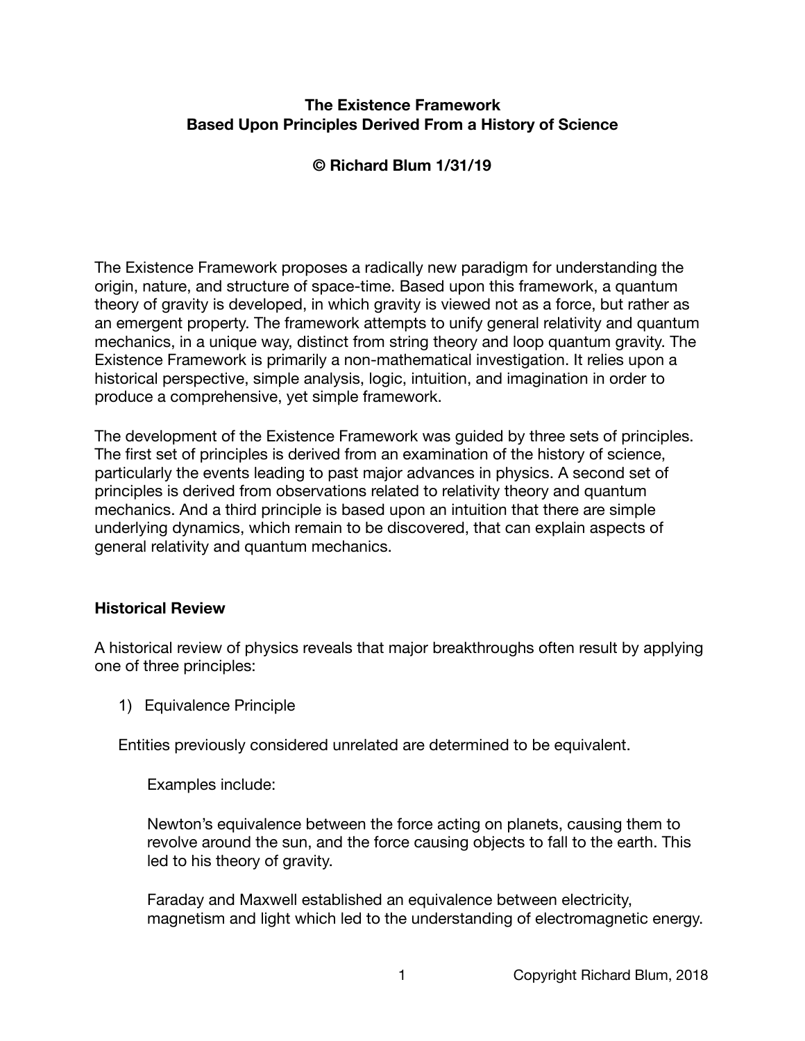**The Existence Framework**
**Based Upon Principles Derived From a History of Science**

**© Richard Blum 1/31/19**

The Existence Framework proposes a radically new paradigm for understanding the origin, nature, and structure of space-time. Based upon this framework, a quantum theory of gravity is developed, in which gravity is viewed not as a force, but rather as an emergent property. The framework attempts to unify general relativity and quantum mechanics, in a unique way, distinct from string theory and loop quantum gravity. The Existence Framework is primarily a non-mathematical investigation. It relies upon a historical perspective, simple analysis, logic, intuition, and imagination in order to produce a comprehensive, yet simple framework.

The development of the Existence Framework was guided by three sets of principles. The first set of principles is derived from an examination of the history of science, particularly the events leading to past major advances in physics. A second set of principles is derived from observations related to relativity theory and quantum mechanics. And a third principle is based upon an intuition that there are simple underlying dynamics, which remain to be discovered, that can explain aspects of general relativity and quantum mechanics.

## Historical Review

A historical review of physics reveals that major breakthroughs often result by applying one of three principles:

1) Equivalence Principle

Entities previously considered unrelated are determined to be equivalent.

Examples include:

Newton's equivalence between the force acting on planets, causing them to revolve around the sun, and the force causing objects to fall to the earth. This led to his theory of gravity.

Faraday and Maxwell established an equivalence between electricity, magnetism and light which led to the understanding of electromagnetic energy.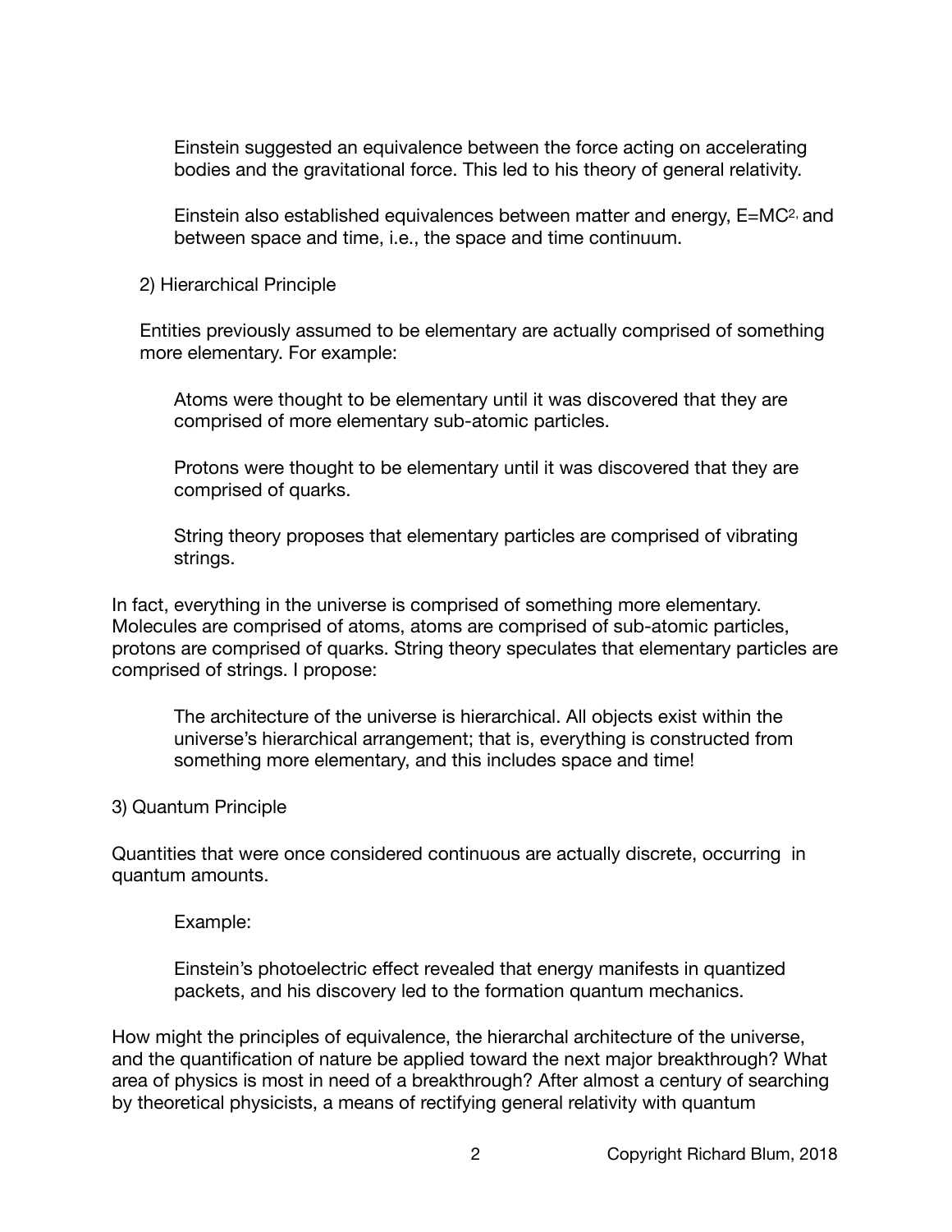Einstein suggested an equivalence between the force acting on accelerating bodies and the gravitational force. This led to his theory of general relativity.

Einstein also established equivalences between matter and energy, $E=MC^2$, and between space and time, i.e., the space and time continuum.

2) Hierarchical Principle

Entities previously assumed to be elementary are actually comprised of something more elementary. For example:

Atoms were thought to be elementary until it was discovered that they are comprised of more elementary sub-atomic particles.

Protons were thought to be elementary until it was discovered that they are comprised of quarks.

String theory proposes that elementary particles are comprised of vibrating strings.

In fact, everything in the universe is comprised of something more elementary. Molecules are comprised of atoms, atoms are comprised of sub-atomic particles, protons are comprised of quarks. String theory speculates that elementary particles are comprised of strings. I propose:

> The architecture of the universe is hierarchical. All objects exist within the universe's hierarchical arrangement; that is, everything is constructed from something more elementary, and this includes space and time!

3) Quantum Principle

Quantities that were once considered continuous are actually discrete, occurring in quantum amounts.

Example:

Einstein's photoelectric effect revealed that energy manifests in quantized packets, and his discovery led to the formation quantum mechanics.

How might the principles of equivalence, the hierarchal architecture of the universe, and the quantification of nature be applied toward the next major breakthrough? What area of physics is most in need of a breakthrough? After almost a century of searching by theoretical physicists, a means of rectifying general relativity with quantum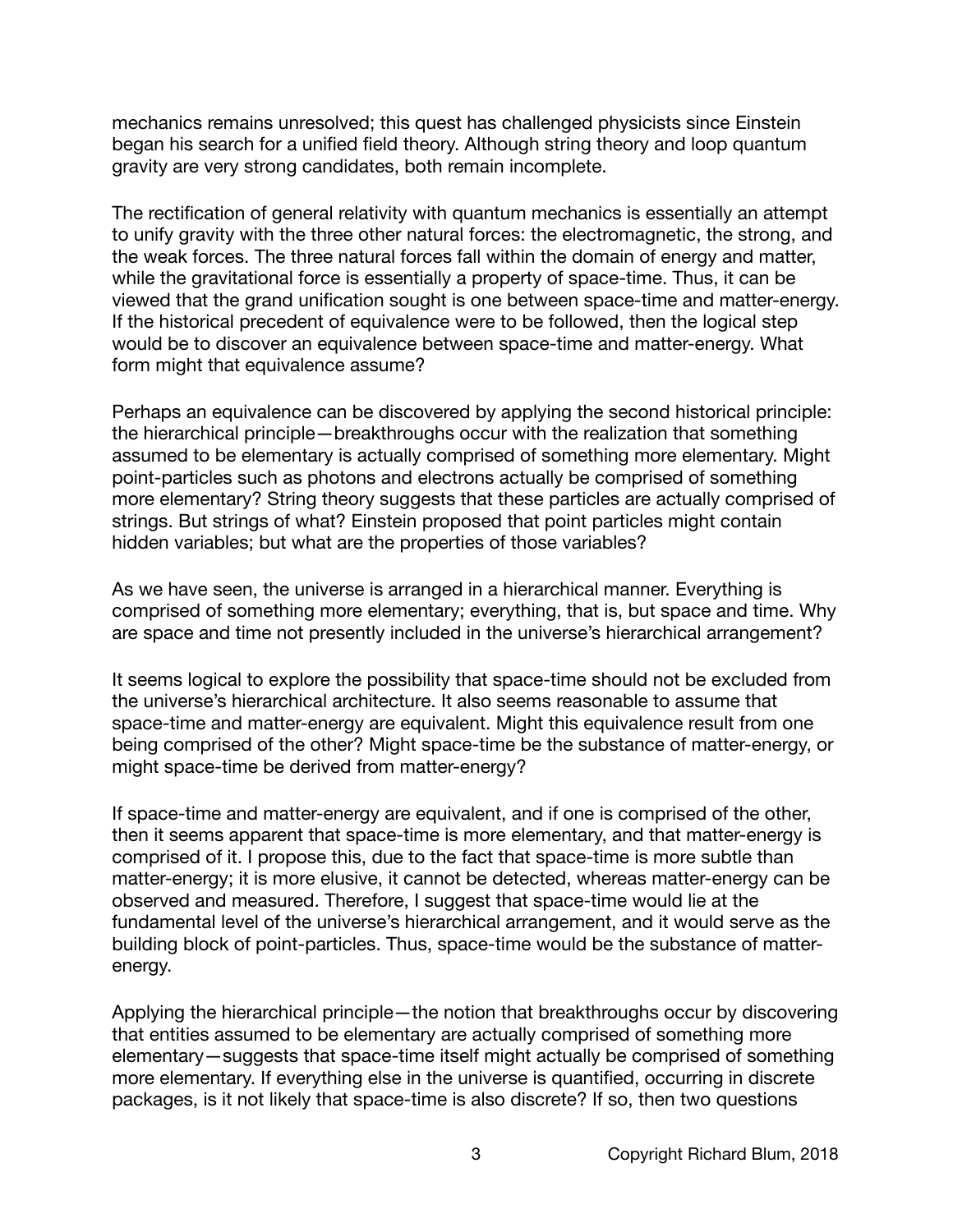mechanics remains unresolved; this quest has challenged physicists since Einstein began his search for a unified field theory. Although string theory and loop quantum gravity are very strong candidates, both remain incomplete.

The rectification of general relativity with quantum mechanics is essentially an attempt to unify gravity with the three other natural forces: the electromagnetic, the strong, and the weak forces. The three natural forces fall within the domain of energy and matter, while the gravitational force is essentially a property of space-time. Thus, it can be viewed that the grand unification sought is one between space-time and matter-energy. If the historical precedent of equivalence were to be followed, then the logical step would be to discover an equivalence between space-time and matter-energy. What form might that equivalence assume?

Perhaps an equivalence can be discovered by applying the second historical principle: the hierarchical principle—breakthroughs occur with the realization that something assumed to be elementary is actually comprised of something more elementary. Might point-particles such as photons and electrons actually be comprised of something more elementary? String theory suggests that these particles are actually comprised of strings. But strings of what? Einstein proposed that point particles might contain hidden variables; but what are the properties of those variables?

As we have seen, the universe is arranged in a hierarchical manner. Everything is comprised of something more elementary; everything, that is, but space and time. Why are space and time not presently included in the universe's hierarchical arrangement?

It seems logical to explore the possibility that space-time should not be excluded from the universe's hierarchical architecture. It also seems reasonable to assume that space-time and matter-energy are equivalent. Might this equivalence result from one being comprised of the other? Might space-time be the substance of matter-energy, or might space-time be derived from matter-energy?

If space-time and matter-energy are equivalent, and if one is comprised of the other, then it seems apparent that space-time is more elementary, and that matter-energy is comprised of it. I propose this, due to the fact that space-time is more subtle than matter-energy; it is more elusive, it cannot be detected, whereas matter-energy can be observed and measured. Therefore, I suggest that space-time would lie at the fundamental level of the universe's hierarchical arrangement, and it would serve as the building block of point-particles. Thus, space-time would be the substance of matter-energy.

Applying the hierarchical principle—the notion that breakthroughs occur by discovering that entities assumed to be elementary are actually comprised of something more elementary—suggests that space-time itself might actually be comprised of something more elementary. If everything else in the universe is quantified, occurring in discrete packages, is it not likely that space-time is also discrete? If so, then two questions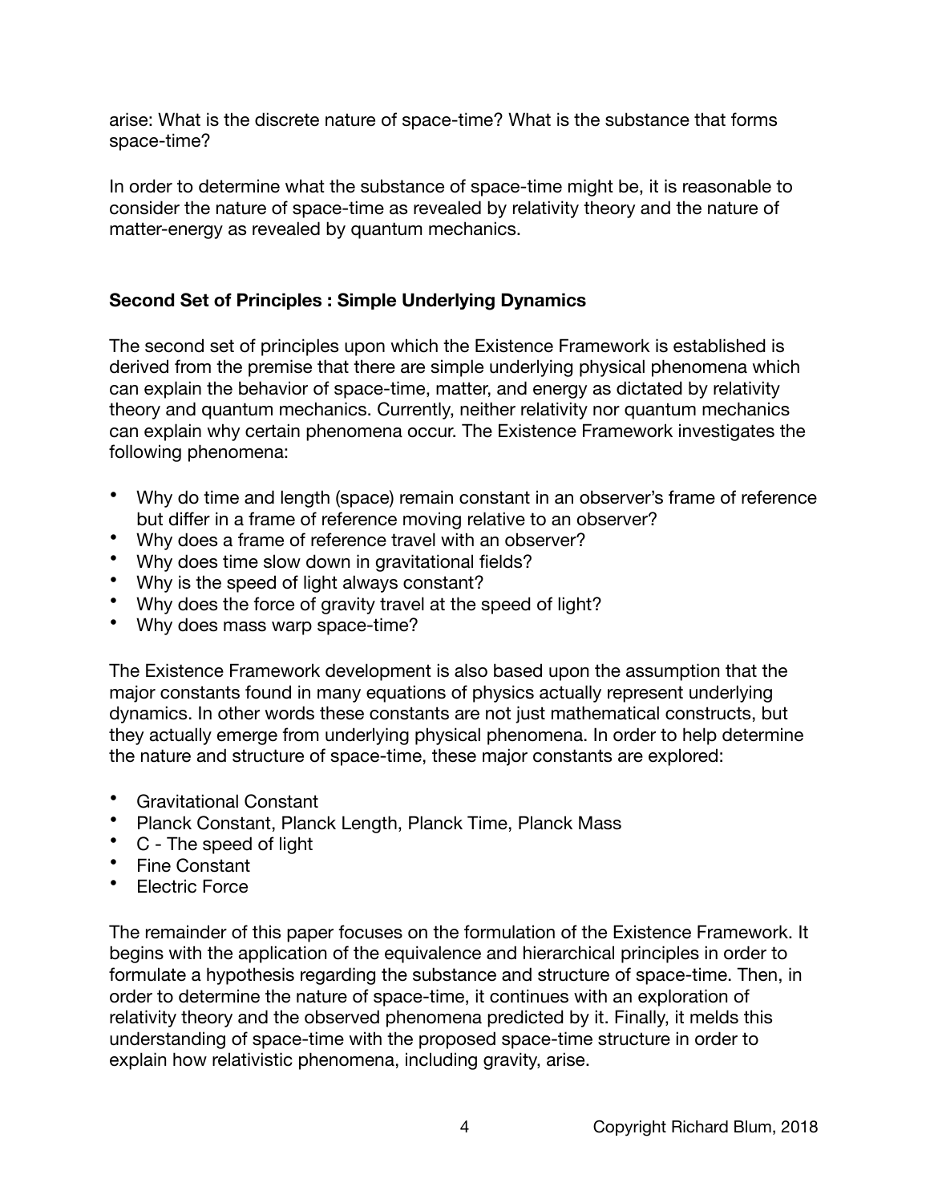arise: What is the discrete nature of space-time? What is the substance that forms space-time?

In order to determine what the substance of space-time might be, it is reasonable to consider the nature of space-time as revealed by relativity theory and the nature of matter-energy as revealed by quantum mechanics.

**Second Set of Principles : Simple Underlying Dynamics**

The second set of principles upon which the Existence Framework is established is derived from the premise that there are simple underlying physical phenomena which can explain the behavior of space-time, matter, and energy as dictated by relativity theory and quantum mechanics. Currently, neither relativity nor quantum mechanics can explain why certain phenomena occur. The Existence Framework investigates the following phenomena:

- Why do time and length (space) remain constant in an observer's frame of reference but differ in a frame of reference moving relative to an observer?
- Why does a frame of reference travel with an observer?
- Why does time slow down in gravitational fields?
- Why is the speed of light always constant?
- Why does the force of gravity travel at the speed of light?
- Why does mass warp space-time?

The Existence Framework development is also based upon the assumption that the major constants found in many equations of physics actually represent underlying dynamics. In other words these constants are not just mathematical constructs, but they actually emerge from underlying physical phenomena. In order to help determine the nature and structure of space-time, these major constants are explored:

- Gravitational Constant
- Planck Constant, Planck Length, Planck Time, Planck Mass
- C - The speed of light
- Fine Constant
- Electric Force

The remainder of this paper focuses on the formulation of the Existence Framework. It begins with the application of the equivalence and hierarchical principles in order to formulate a hypothesis regarding the substance and structure of space-time. Then, in order to determine the nature of space-time, it continues with an exploration of relativity theory and the observed phenomena predicted by it. Finally, it melds this understanding of space-time with the proposed space-time structure in order to explain how relativistic phenomena, including gravity, arise.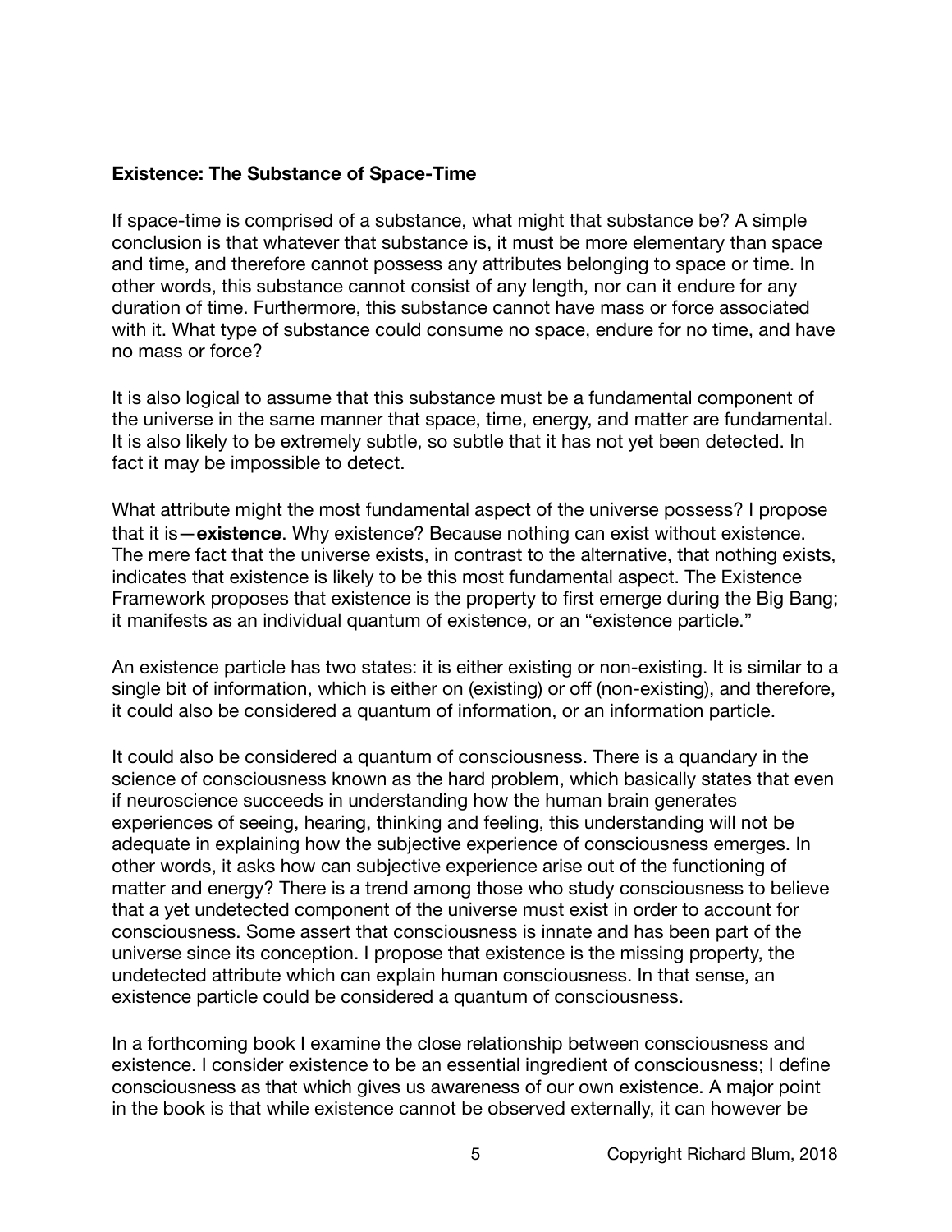**Existence: The Substance of Space-Time**

If space-time is comprised of a substance, what might that substance be? A simple conclusion is that whatever that substance is, it must be more elementary than space and time, and therefore cannot possess any attributes belonging to space or time. In other words, this substance cannot consist of any length, nor can it endure for any duration of time. Furthermore, this substance cannot have mass or force associated with it. What type of substance could consume no space, endure for no time, and have no mass or force?

It is also logical to assume that this substance must be a fundamental component of the universe in the same manner that space, time, energy, and matter are fundamental. It is also likely to be extremely subtle, so subtle that it has not yet been detected. In fact it may be impossible to detect.

What attribute might the most fundamental aspect of the universe possess? I propose that it is—**existence**. Why existence? Because nothing can exist without existence. The mere fact that the universe exists, in contrast to the alternative, that nothing exists, indicates that existence is likely to be this most fundamental aspect. The Existence Framework proposes that existence is the property to first emerge during the Big Bang; it manifests as an individual quantum of existence, or an "existence particle."

An existence particle has two states: it is either existing or non-existing. It is similar to a single bit of information, which is either on (existing) or off (non-existing), and therefore, it could also be considered a quantum of information, or an information particle.

It could also be considered a quantum of consciousness. There is a quandary in the science of consciousness known as the hard problem, which basically states that even if neuroscience succeeds in understanding how the human brain generates experiences of seeing, hearing, thinking and feeling, this understanding will not be adequate in explaining how the subjective experience of consciousness emerges. In other words, it asks how can subjective experience arise out of the functioning of matter and energy? There is a trend among those who study consciousness to believe that a yet undetected component of the universe must exist in order to account for consciousness. Some assert that consciousness is innate and has been part of the universe since its conception. I propose that existence is the missing property, the undetected attribute which can explain human consciousness. In that sense, an existence particle could be considered a quantum of consciousness.

In a forthcoming book I examine the close relationship between consciousness and existence. I consider existence to be an essential ingredient of consciousness; I define consciousness as that which gives us awareness of our own existence. A major point in the book is that while existence cannot be observed externally, it can however be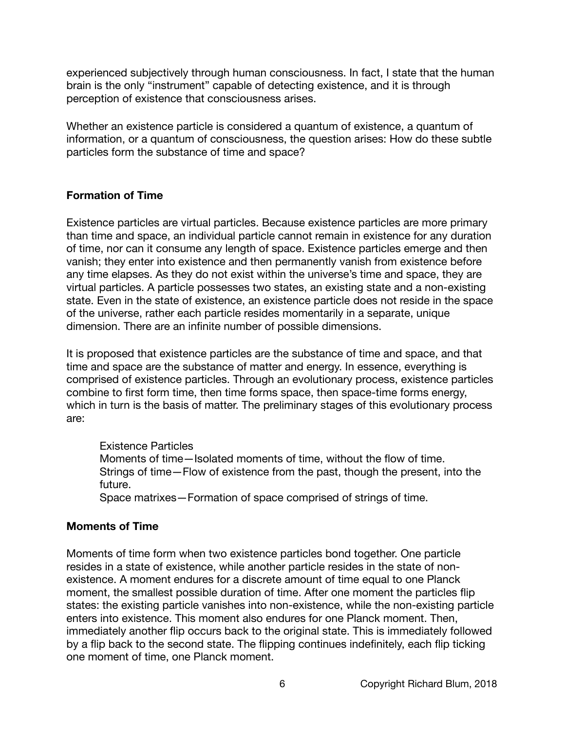experienced subjectively through human consciousness. In fact, I state that the human brain is the only "instrument" capable of detecting existence, and it is through perception of existence that consciousness arises.

Whether an existence particle is considered a quantum of existence, a quantum of information, or a quantum of consciousness, the question arises: How do these subtle particles form the substance of time and space?

## Formation of Time

Existence particles are virtual particles. Because existence particles are more primary than time and space, an individual particle cannot remain in existence for any duration of time, nor can it consume any length of space. Existence particles emerge and then vanish; they enter into existence and then permanently vanish from existence before any time elapses. As they do not exist within the universe's time and space, they are virtual particles. A particle possesses two states, an existing state and a non-existing state. Even in the state of existence, an existence particle does not reside in the space of the universe, rather each particle resides momentarily in a separate, unique dimension. There are an infinite number of possible dimensions.

It is proposed that existence particles are the substance of time and space, and that time and space are the substance of matter and energy. In essence, everything is comprised of existence particles. Through an evolutionary process, existence particles combine to first form time, then time forms space, then space-time forms energy, which in turn is the basis of matter. The preliminary stages of this evolutionary process are:

> Existence Particles
> Moments of time—Isolated moments of time, without the flow of time.
> Strings of time—Flow of existence from the past, though the present, into the future.
> Space matrixes—Formation of space comprised of strings of time.

## Moments of Time

Moments of time form when two existence particles bond together. One particle resides in a state of existence, while another particle resides in the state of non-existence. A moment endures for a discrete amount of time equal to one Planck moment, the smallest possible duration of time. After one moment the particles flip states: the existing particle vanishes into non-existence, while the non-existing particle enters into existence. This moment also endures for one Planck moment. Then, immediately another flip occurs back to the original state. This is immediately followed by a flip back to the second state. The flipping continues indefinitely, each flip ticking one moment of time, one Planck moment.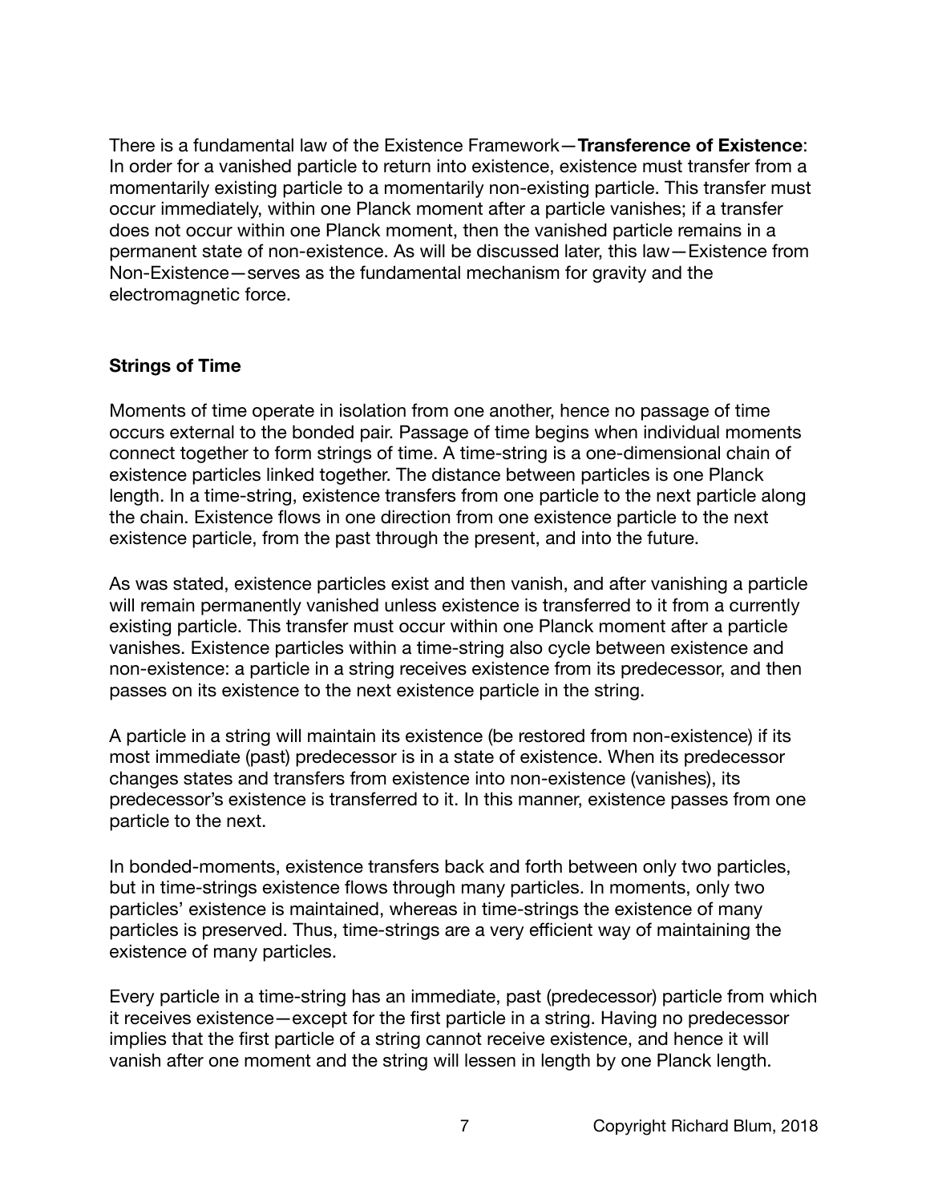There is a fundamental law of the Existence Framework—**Transference of Existence**: In order for a vanished particle to return into existence, existence must transfer from a momentarily existing particle to a momentarily non-existing particle. This transfer must occur immediately, within one Planck moment after a particle vanishes; if a transfer does not occur within one Planck moment, then the vanished particle remains in a permanent state of non-existence. As will be discussed later, this law—Existence from Non-Existence—serves as the fundamental mechanism for gravity and the electromagnetic force.

## Strings of Time

Moments of time operate in isolation from one another, hence no passage of time occurs external to the bonded pair. Passage of time begins when individual moments connect together to form strings of time. A time-string is a one-dimensional chain of existence particles linked together. The distance between particles is one Planck length. In a time-string, existence transfers from one particle to the next particle along the chain. Existence flows in one direction from one existence particle to the next existence particle, from the past through the present, and into the future.

As was stated, existence particles exist and then vanish, and after vanishing a particle will remain permanently vanished unless existence is transferred to it from a currently existing particle. This transfer must occur within one Planck moment after a particle vanishes. Existence particles within a time-string also cycle between existence and non-existence: a particle in a string receives existence from its predecessor, and then passes on its existence to the next existence particle in the string.

A particle in a string will maintain its existence (be restored from non-existence) if its most immediate (past) predecessor is in a state of existence. When its predecessor changes states and transfers from existence into non-existence (vanishes), its predecessor's existence is transferred to it. In this manner, existence passes from one particle to the next.

In bonded-moments, existence transfers back and forth between only two particles, but in time-strings existence flows through many particles. In moments, only two particles' existence is maintained, whereas in time-strings the existence of many particles is preserved. Thus, time-strings are a very efficient way of maintaining the existence of many particles.

Every particle in a time-string has an immediate, past (predecessor) particle from which it receives existence—except for the first particle in a string. Having no predecessor implies that the first particle of a string cannot receive existence, and hence it will vanish after one moment and the string will lessen in length by one Planck length.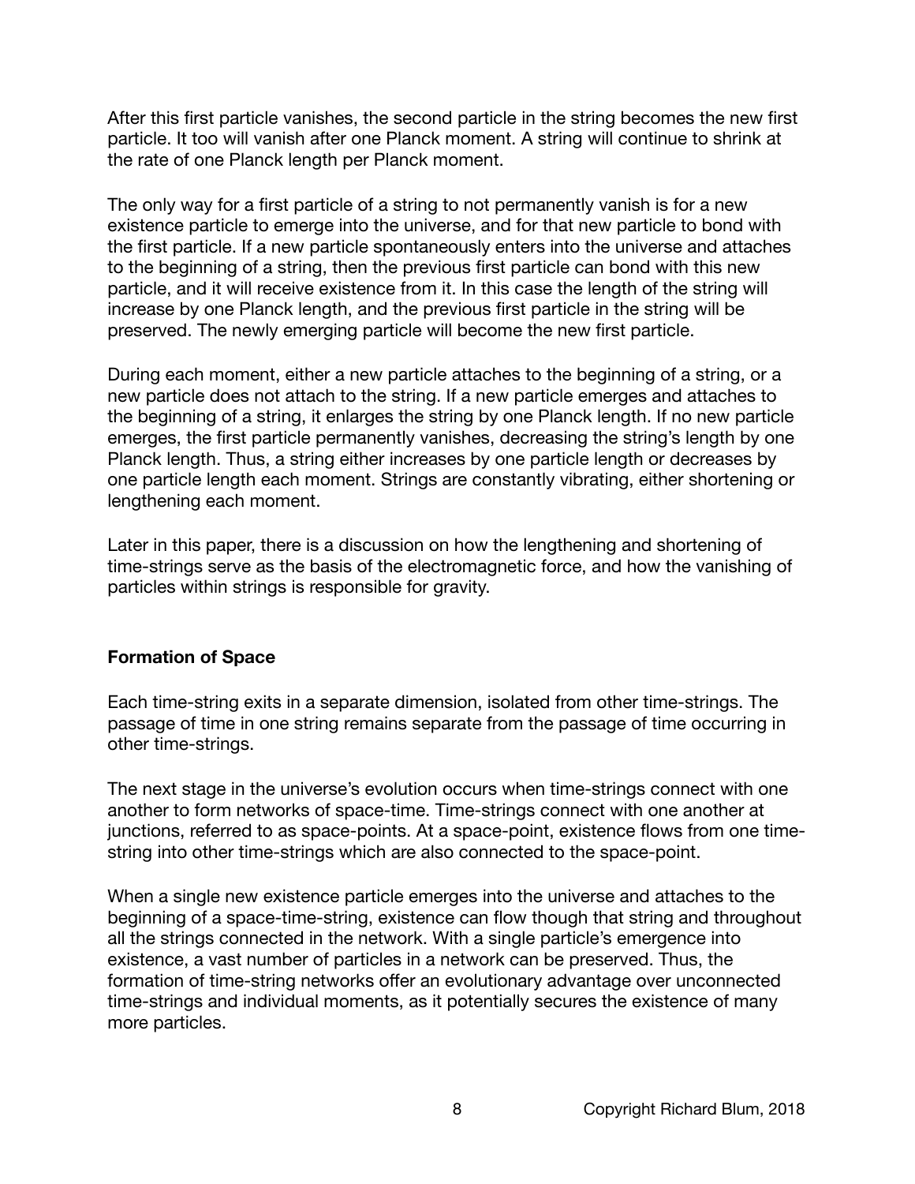After this first particle vanishes, the second particle in the string becomes the new first particle. It too will vanish after one Planck moment. A string will continue to shrink at the rate of one Planck length per Planck moment.

The only way for a first particle of a string to not permanently vanish is for a new existence particle to emerge into the universe, and for that new particle to bond with the first particle. If a new particle spontaneously enters into the universe and attaches to the beginning of a string, then the previous first particle can bond with this new particle, and it will receive existence from it. In this case the length of the string will increase by one Planck length, and the previous first particle in the string will be preserved. The newly emerging particle will become the new first particle.

During each moment, either a new particle attaches to the beginning of a string, or a new particle does not attach to the string. If a new particle emerges and attaches to the beginning of a string, it enlarges the string by one Planck length. If no new particle emerges, the first particle permanently vanishes, decreasing the string's length by one Planck length. Thus, a string either increases by one particle length or decreases by one particle length each moment. Strings are constantly vibrating, either shortening or lengthening each moment.

Later in this paper, there is a discussion on how the lengthening and shortening of time-strings serve as the basis of the electromagnetic force, and how the vanishing of particles within strings is responsible for gravity.

**Formation of Space**

Each time-string exits in a separate dimension, isolated from other time-strings. The passage of time in one string remains separate from the passage of time occurring in other time-strings.

The next stage in the universe's evolution occurs when time-strings connect with one another to form networks of space-time. Time-strings connect with one another at junctions, referred to as space-points. At a space-point, existence flows from one time-string into other time-strings which are also connected to the space-point.

When a single new existence particle emerges into the universe and attaches to the beginning of a space-time-string, existence can flow though that string and throughout all the strings connected in the network. With a single particle's emergence into existence, a vast number of particles in a network can be preserved. Thus, the formation of time-string networks offer an evolutionary advantage over unconnected time-strings and individual moments, as it potentially secures the existence of many more particles.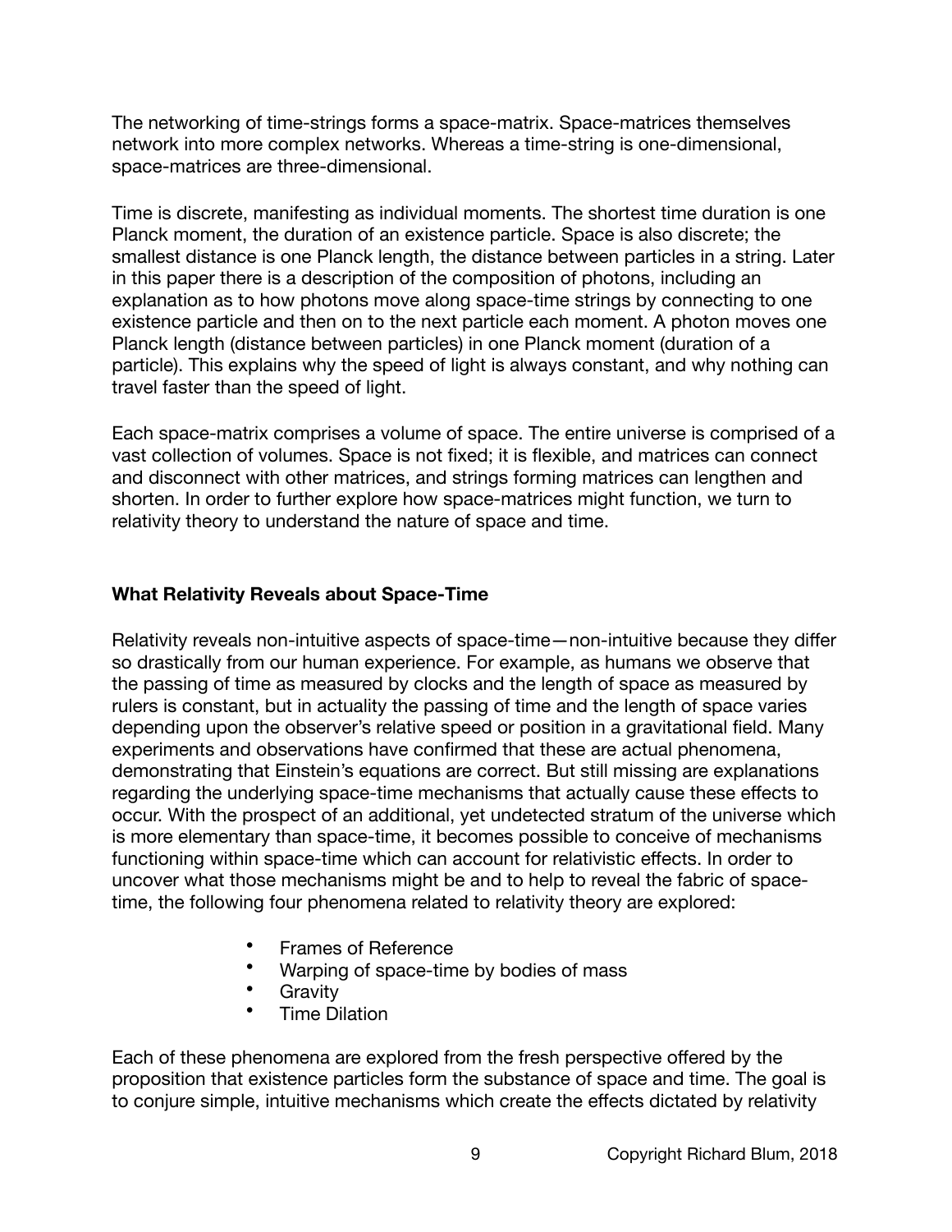The networking of time-strings forms a space-matrix. Space-matrices themselves network into more complex networks. Whereas a time-string is one-dimensional, space-matrices are three-dimensional.

Time is discrete, manifesting as individual moments. The shortest time duration is one Planck moment, the duration of an existence particle. Space is also discrete; the smallest distance is one Planck length, the distance between particles in a string. Later in this paper there is a description of the composition of photons, including an explanation as to how photons move along space-time strings by connecting to one existence particle and then on to the next particle each moment. A photon moves one Planck length (distance between particles) in one Planck moment (duration of a particle). This explains why the speed of light is always constant, and why nothing can travel faster than the speed of light.

Each space-matrix comprises a volume of space. The entire universe is comprised of a vast collection of volumes. Space is not fixed; it is flexible, and matrices can connect and disconnect with other matrices, and strings forming matrices can lengthen and shorten. In order to further explore how space-matrices might function, we turn to relativity theory to understand the nature of space and time.

## What Relativity Reveals about Space-Time

Relativity reveals non-intuitive aspects of space-time—non-intuitive because they differ so drastically from our human experience. For example, as humans we observe that the passing of time as measured by clocks and the length of space as measured by rulers is constant, but in actuality the passing of time and the length of space varies depending upon the observer's relative speed or position in a gravitational field. Many experiments and observations have confirmed that these are actual phenomena, demonstrating that Einstein's equations are correct. But still missing are explanations regarding the underlying space-time mechanisms that actually cause these effects to occur. With the prospect of an additional, yet undetected stratum of the universe which is more elementary than space-time, it becomes possible to conceive of mechanisms functioning within space-time which can account for relativistic effects. In order to uncover what those mechanisms might be and to help to reveal the fabric of space-time, the following four phenomena related to relativity theory are explored:

- Frames of Reference
- Warping of space-time by bodies of mass
- Gravity
- Time Dilation

Each of these phenomena are explored from the fresh perspective offered by the proposition that existence particles form the substance of space and time. The goal is to conjure simple, intuitive mechanisms which create the effects dictated by relativity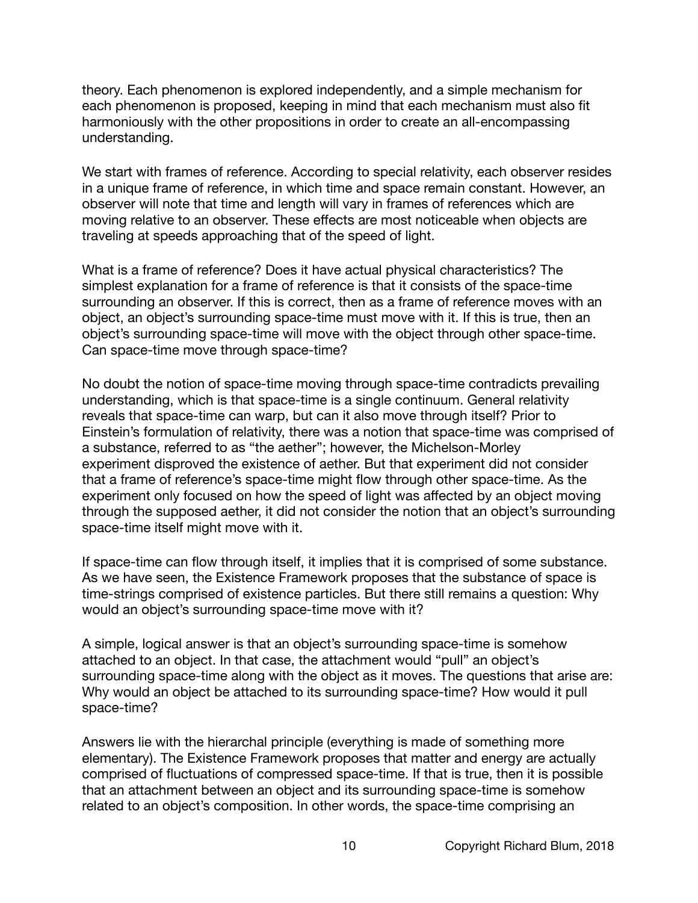theory. Each phenomenon is explored independently, and a simple mechanism for each phenomenon is proposed, keeping in mind that each mechanism must also fit harmoniously with the other propositions in order to create an all-encompassing understanding.

We start with frames of reference. According to special relativity, each observer resides in a unique frame of reference, in which time and space remain constant. However, an observer will note that time and length will vary in frames of references which are moving relative to an observer. These effects are most noticeable when objects are traveling at speeds approaching that of the speed of light.

What is a frame of reference? Does it have actual physical characteristics? The simplest explanation for a frame of reference is that it consists of the space-time surrounding an observer. If this is correct, then as a frame of reference moves with an object, an object's surrounding space-time must move with it. If this is true, then an object's surrounding space-time will move with the object through other space-time. Can space-time move through space-time?

No doubt the notion of space-time moving through space-time contradicts prevailing understanding, which is that space-time is a single continuum. General relativity reveals that space-time can warp, but can it also move through itself? Prior to Einstein's formulation of relativity, there was a notion that space-time was comprised of a substance, referred to as "the aether"; however, the Michelson-Morley experiment disproved the existence of aether. But that experiment did not consider that a frame of reference's space-time might flow through other space-time. As the experiment only focused on how the speed of light was affected by an object moving through the supposed aether, it did not consider the notion that an object's surrounding space-time itself might move with it.

If space-time can flow through itself, it implies that it is comprised of some substance. As we have seen, the Existence Framework proposes that the substance of space is time-strings comprised of existence particles. But there still remains a question: Why would an object's surrounding space-time move with it?

A simple, logical answer is that an object's surrounding space-time is somehow attached to an object. In that case, the attachment would "pull" an object's surrounding space-time along with the object as it moves. The questions that arise are: Why would an object be attached to its surrounding space-time? How would it pull space-time?

Answers lie with the hierarchal principle (everything is made of something more elementary). The Existence Framework proposes that matter and energy are actually comprised of fluctuations of compressed space-time. If that is true, then it is possible that an attachment between an object and its surrounding space-time is somehow related to an object's composition. In other words, the space-time comprising an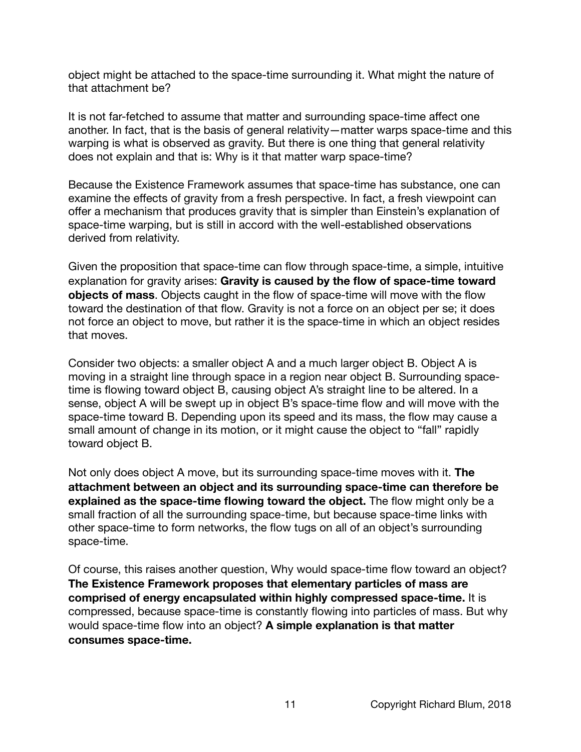object might be attached to the space-time surrounding it. What might the nature of that attachment be?

It is not far-fetched to assume that matter and surrounding space-time affect one another. In fact, that is the basis of general relativity—matter warps space-time and this warping is what is observed as gravity. But there is one thing that general relativity does not explain and that is: Why is it that matter warp space-time?

Because the Existence Framework assumes that space-time has substance, one can examine the effects of gravity from a fresh perspective. In fact, a fresh viewpoint can offer a mechanism that produces gravity that is simpler than Einstein's explanation of space-time warping, but is still in accord with the well-established observations derived from relativity.

Given the proposition that space-time can flow through space-time, a simple, intuitive explanation for gravity arises: **Gravity is caused by the flow of space-time toward objects of mass**. Objects caught in the flow of space-time will move with the flow toward the destination of that flow. Gravity is not a force on an object per se; it does not force an object to move, but rather it is the space-time in which an object resides that moves.

Consider two objects: a smaller object A and a much larger object B. Object A is moving in a straight line through space in a region near object B. Surrounding space-time is flowing toward object B, causing object A's straight line to be altered. In a sense, object A will be swept up in object B's space-time flow and will move with the space-time toward B. Depending upon its speed and its mass, the flow may cause a small amount of change in its motion, or it might cause the object to "fall" rapidly toward object B.

Not only does object A move, but its surrounding space-time moves with it. **The attachment between an object and its surrounding space-time can therefore be explained as the space-time flowing toward the object.** The flow might only be a small fraction of all the surrounding space-time, but because space-time links with other space-time to form networks, the flow tugs on all of an object's surrounding space-time.

Of course, this raises another question, Why would space-time flow toward an object? **The Existence Framework proposes that elementary particles of mass are comprised of energy encapsulated within highly compressed space-time.** It is compressed, because space-time is constantly flowing into particles of mass. But why would space-time flow into an object? **A simple explanation is that matter consumes space-time.**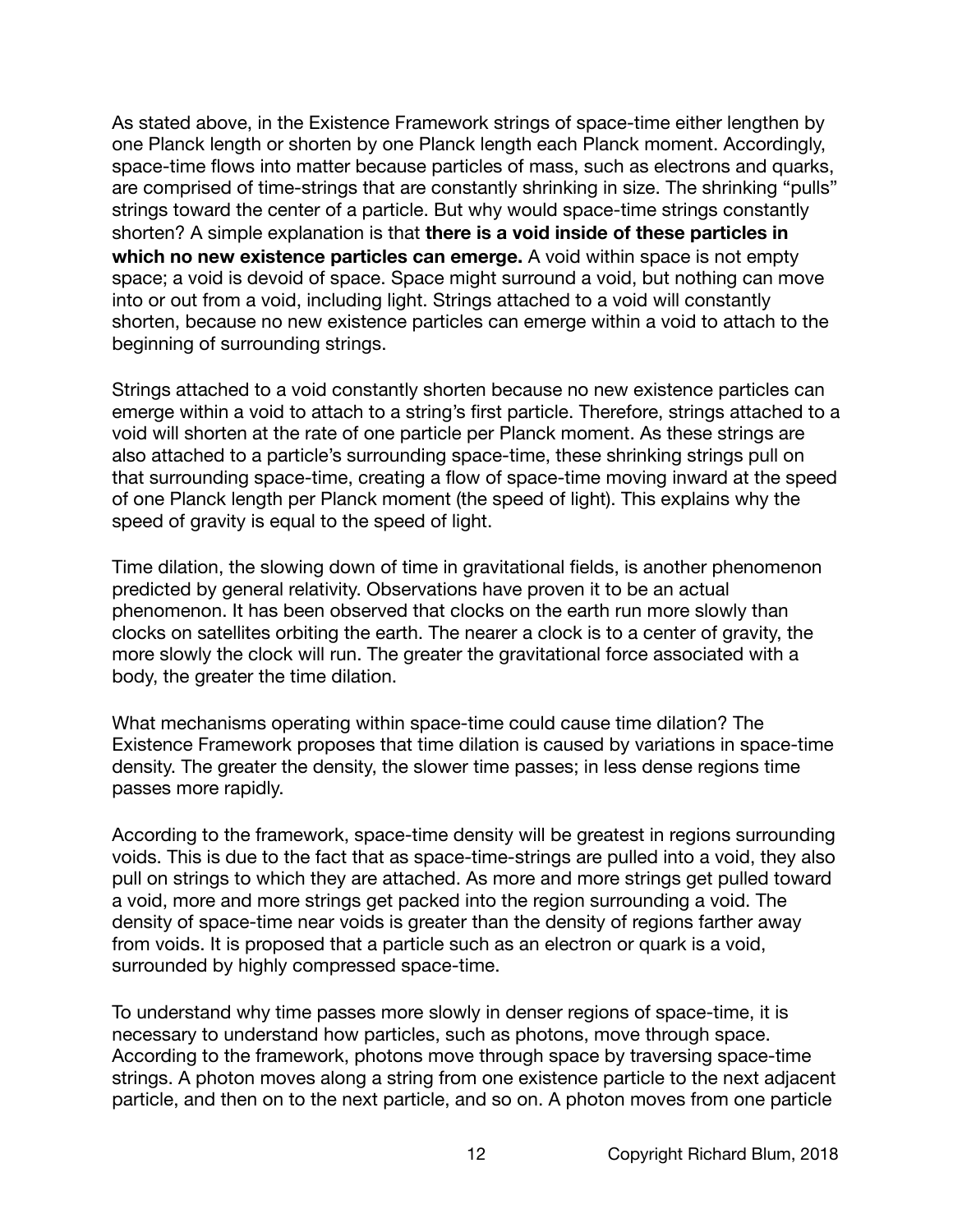As stated above, in the Existence Framework strings of space-time either lengthen by one Planck length or shorten by one Planck length each Planck moment. Accordingly, space-time flows into matter because particles of mass, such as electrons and quarks, are comprised of time-strings that are constantly shrinking in size. The shrinking "pulls" strings toward the center of a particle. But why would space-time strings constantly shorten? A simple explanation is that **there is a void inside of these particles in which no new existence particles can emerge.** A void within space is not empty space; a void is devoid of space. Space might surround a void, but nothing can move into or out from a void, including light. Strings attached to a void will constantly shorten, because no new existence particles can emerge within a void to attach to the beginning of surrounding strings.

Strings attached to a void constantly shorten because no new existence particles can emerge within a void to attach to a string's first particle. Therefore, strings attached to a void will shorten at the rate of one particle per Planck moment. As these strings are also attached to a particle's surrounding space-time, these shrinking strings pull on that surrounding space-time, creating a flow of space-time moving inward at the speed of one Planck length per Planck moment (the speed of light). This explains why the speed of gravity is equal to the speed of light.

Time dilation, the slowing down of time in gravitational fields, is another phenomenon predicted by general relativity. Observations have proven it to be an actual phenomenon. It has been observed that clocks on the earth run more slowly than clocks on satellites orbiting the earth. The nearer a clock is to a center of gravity, the more slowly the clock will run. The greater the gravitational force associated with a body, the greater the time dilation.

What mechanisms operating within space-time could cause time dilation? The Existence Framework proposes that time dilation is caused by variations in space-time density. The greater the density, the slower time passes; in less dense regions time passes more rapidly.

According to the framework, space-time density will be greatest in regions surrounding voids. This is due to the fact that as space-time-strings are pulled into a void, they also pull on strings to which they are attached. As more and more strings get pulled toward a void, more and more strings get packed into the region surrounding a void. The density of space-time near voids is greater than the density of regions farther away from voids. It is proposed that a particle such as an electron or quark is a void, surrounded by highly compressed space-time.

To understand why time passes more slowly in denser regions of space-time, it is necessary to understand how particles, such as photons, move through space. According to the framework, photons move through space by traversing space-time strings. A photon moves along a string from one existence particle to the next adjacent particle, and then on to the next particle, and so on. A photon moves from one particle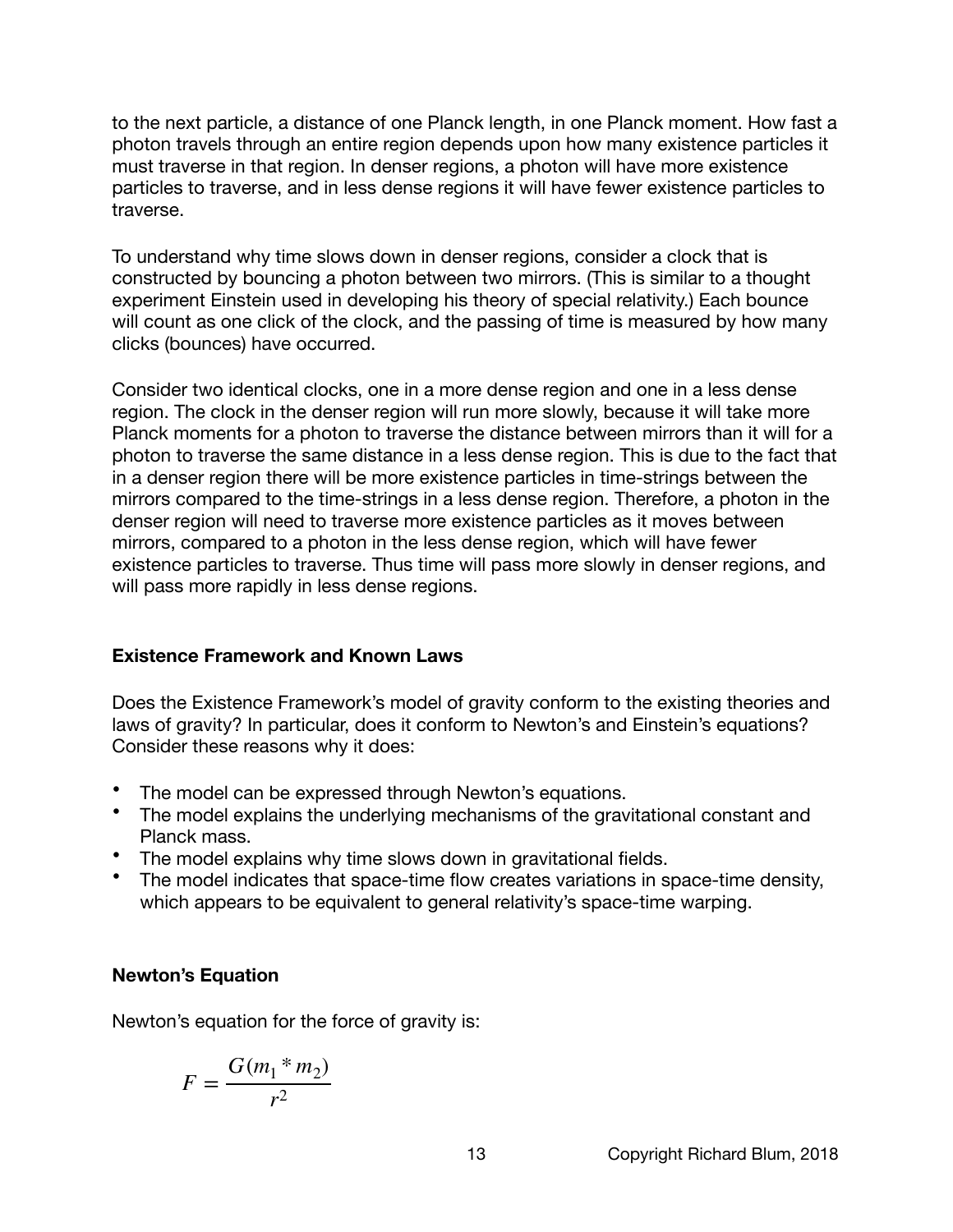to the next particle, a distance of one Planck length, in one Planck moment. How fast a photon travels through an entire region depends upon how many existence particles it must traverse in that region. In denser regions, a photon will have more existence particles to traverse, and in less dense regions it will have fewer existence particles to traverse.

To understand why time slows down in denser regions, consider a clock that is constructed by bouncing a photon between two mirrors. (This is similar to a thought experiment Einstein used in developing his theory of special relativity.) Each bounce will count as one click of the clock, and the passing of time is measured by how many clicks (bounces) have occurred.

Consider two identical clocks, one in a more dense region and one in a less dense region. The clock in the denser region will run more slowly, because it will take more Planck moments for a photon to traverse the distance between mirrors than it will for a photon to traverse the same distance in a less dense region. This is due to the fact that in a denser region there will be more existence particles in time-strings between the mirrors compared to the time-strings in a less dense region. Therefore, a photon in the denser region will need to traverse more existence particles as it moves between mirrors, compared to a photon in the less dense region, which will have fewer existence particles to traverse. Thus time will pass more slowly in denser regions, and will pass more rapidly in less dense regions.

**Existence Framework and Known Laws**

Does the Existence Framework's model of gravity conform to the existing theories and laws of gravity? In particular, does it conform to Newton's and Einstein's equations? Consider these reasons why it does:

- The model can be expressed through Newton's equations.
- The model explains the underlying mechanisms of the gravitational constant and Planck mass.
- The model explains why time slows down in gravitational fields.
- The model indicates that space-time flow creates variations in space-time density, which appears to be equivalent to general relativity's space-time warping.

**Newton's Equation**

Newton's equation for the force of gravity is:

$$F = \frac{G(m_1 * m_2)}{r^2}$$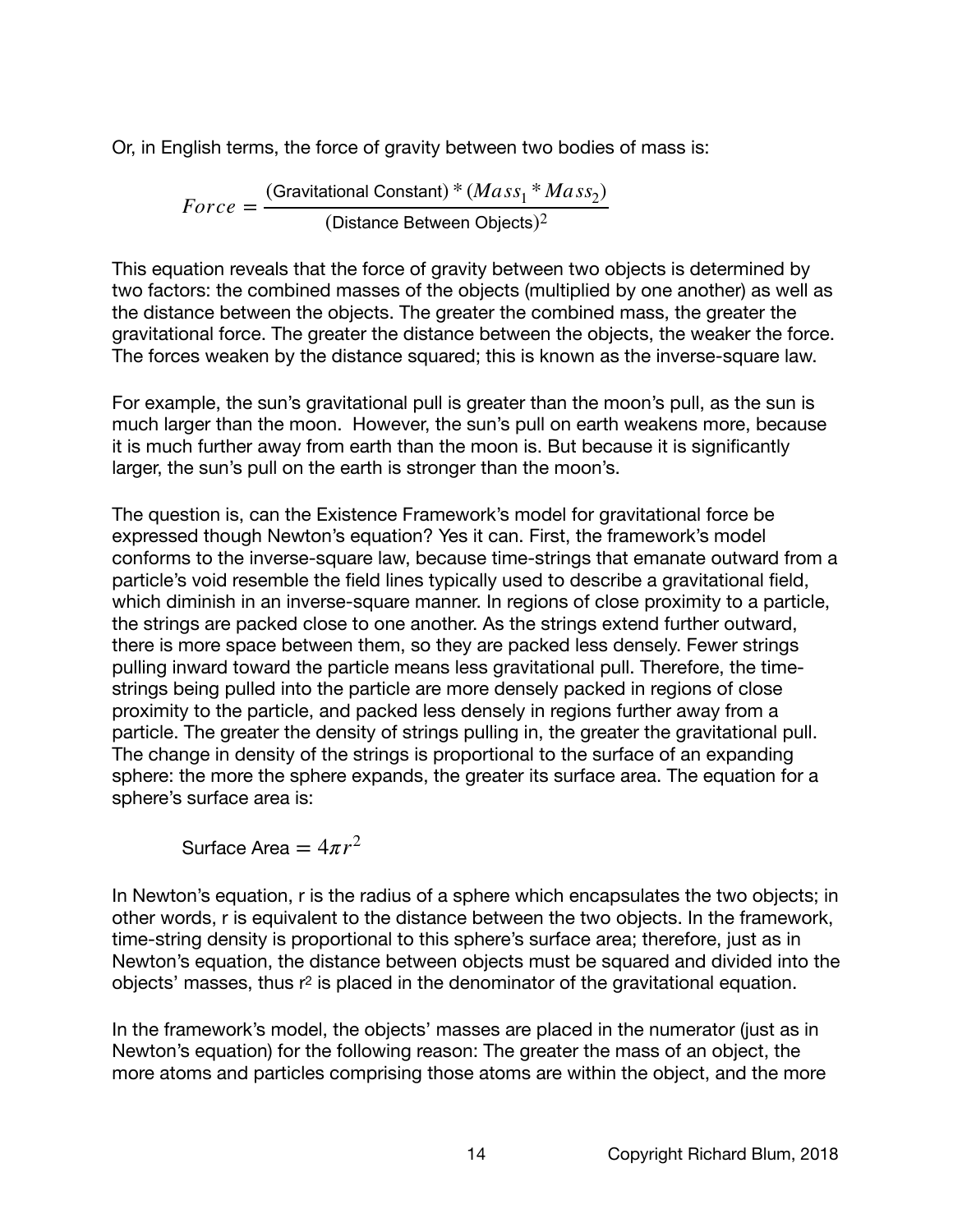Or, in English terms, the force of gravity between two bodies of mass is:

$$Force = \frac{\text{(Gravitational Constant)} * (Mass_1 * Mass_2)}{\text{(Distance Between Objects)}^2}$$

This equation reveals that the force of gravity between two objects is determined by two factors: the combined masses of the objects (multiplied by one another) as well as the distance between the objects. The greater the combined mass, the greater the gravitational force. The greater the distance between the objects, the weaker the force. The forces weaken by the distance squared; this is known as the inverse-square law.

For example, the sun's gravitational pull is greater than the moon's pull, as the sun is much larger than the moon. However, the sun's pull on earth weakens more, because it is much further away from earth than the moon is. But because it is significantly larger, the sun's pull on the earth is stronger than the moon's.

The question is, can the Existence Framework's model for gravitational force be expressed though Newton's equation? Yes it can. First, the framework's model conforms to the inverse-square law, because time-strings that emanate outward from a particle's void resemble the field lines typically used to describe a gravitational field, which diminish in an inverse-square manner. In regions of close proximity to a particle, the strings are packed close to one another. As the strings extend further outward, there is more space between them, so they are packed less densely. Fewer strings pulling inward toward the particle means less gravitational pull. Therefore, the time-strings being pulled into the particle are more densely packed in regions of close proximity to the particle, and packed less densely in regions further away from a particle. The greater the density of strings pulling in, the greater the gravitational pull. The change in density of the strings is proportional to the surface of an expanding sphere: the more the sphere expands, the greater its surface area. The equation for a sphere's surface area is:

$$\text{Surface Area} = 4\pi r^2$$

In Newton's equation, r is the radius of a sphere which encapsulates the two objects; in other words, r is equivalent to the distance between the two objects. In the framework, time-string density is proportional to this sphere's surface area; therefore, just as in Newton's equation, the distance between objects must be squared and divided into the objects' masses, thus $r^2$ is placed in the denominator of the gravitational equation.

In the framework's model, the objects' masses are placed in the numerator (just as in Newton's equation) for the following reason: The greater the mass of an object, the more atoms and particles comprising those atoms are within the object, and the more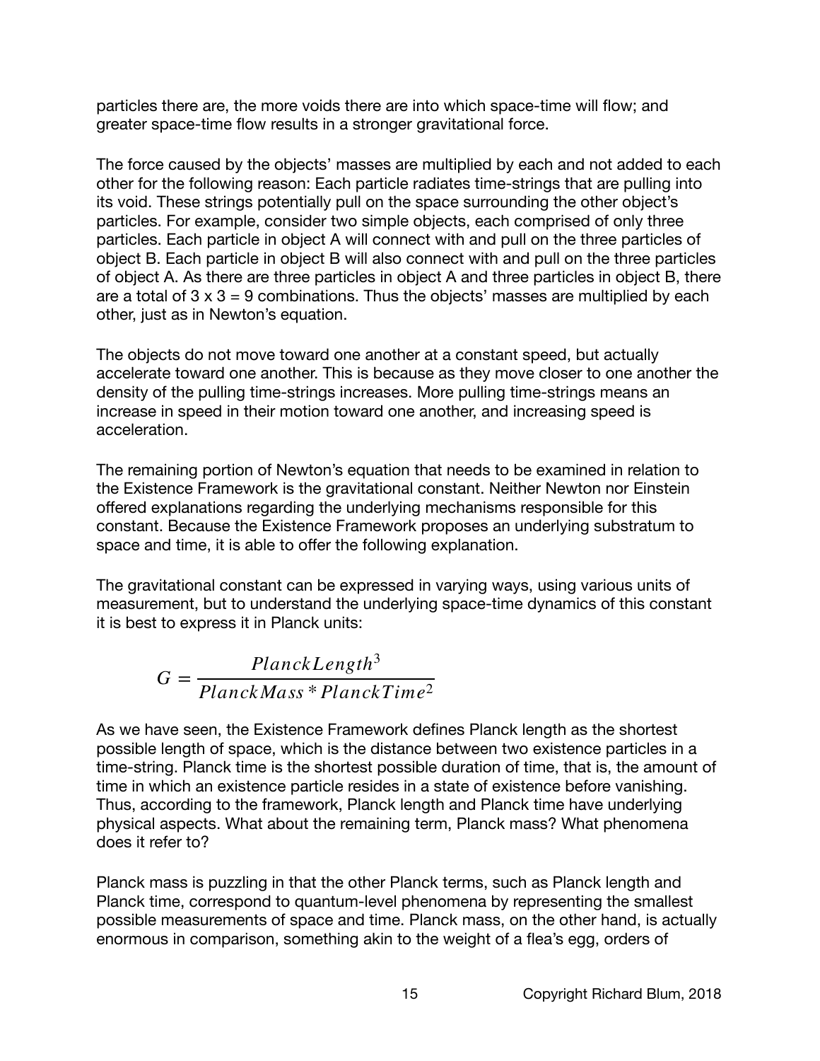particles there are, the more voids there are into which space-time will flow; and greater space-time flow results in a stronger gravitational force.

The force caused by the objects' masses are multiplied by each and not added to each other for the following reason: Each particle radiates time-strings that are pulling into its void. These strings potentially pull on the space surrounding the other object's particles. For example, consider two simple objects, each comprised of only three particles. Each particle in object A will connect with and pull on the three particles of object B. Each particle in object B will also connect with and pull on the three particles of object A. As there are three particles in object A and three particles in object B, there are a total of 3 x 3 = 9 combinations. Thus the objects' masses are multiplied by each other, just as in Newton's equation.

The objects do not move toward one another at a constant speed, but actually accelerate toward one another. This is because as they move closer to one another the density of the pulling time-strings increases. More pulling time-strings means an increase in speed in their motion toward one another, and increasing speed is acceleration.

The remaining portion of Newton's equation that needs to be examined in relation to the Existence Framework is the gravitational constant. Neither Newton nor Einstein offered explanations regarding the underlying mechanisms responsible for this constant. Because the Existence Framework proposes an underlying substratum to space and time, it is able to offer the following explanation.

The gravitational constant can be expressed in varying ways, using various units of measurement, but to understand the underlying space-time dynamics of this constant it is best to express it in Planck units:

$$G = \frac{PlanckLength^3}{PlanckMass * PlanckTime^2}$$

As we have seen, the Existence Framework defines Planck length as the shortest possible length of space, which is the distance between two existence particles in a time-string. Planck time is the shortest possible duration of time, that is, the amount of time in which an existence particle resides in a state of existence before vanishing. Thus, according to the framework, Planck length and Planck time have underlying physical aspects. What about the remaining term, Planck mass? What phenomena does it refer to?

Planck mass is puzzling in that the other Planck terms, such as Planck length and Planck time, correspond to quantum-level phenomena by representing the smallest possible measurements of space and time. Planck mass, on the other hand, is actually enormous in comparison, something akin to the weight of a flea's egg, orders of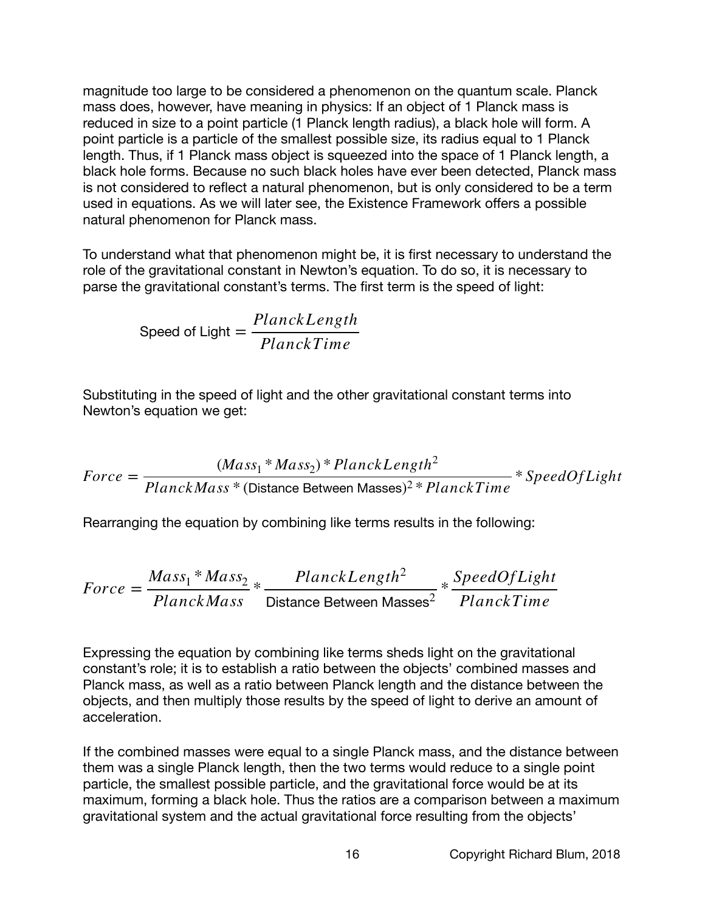magnitude too large to be considered a phenomenon on the quantum scale. Planck mass does, however, have meaning in physics: If an object of 1 Planck mass is reduced in size to a point particle (1 Planck length radius), a black hole will form. A point particle is a particle of the smallest possible size, its radius equal to 1 Planck length. Thus, if 1 Planck mass object is squeezed into the space of 1 Planck length, a black hole forms. Because no such black holes have ever been detected, Planck mass is not considered to reflect a natural phenomenon, but is only considered to be a term used in equations. As we will later see, the Existence Framework offers a possible natural phenomenon for Planck mass.

To understand what that phenomenon might be, it is first necessary to understand the role of the gravitational constant in Newton's equation. To do so, it is necessary to parse the gravitational constant's terms. The first term is the speed of light:

$$\text{Speed of Light} = \frac{PlanckLength}{PlanckTime}$$

Substituting in the speed of light and the other gravitational constant terms into Newton's equation we get:

$$Force = \frac{(Mass_1 * Mass_2) * PlanckLength^2}{PlanckMass * (\text{Distance Between Masses})^2 * PlanckTime} * SpeedOfLight$$

Rearranging the equation by combining like terms results in the following:

$$Force = \frac{Mass_1 * Mass_2}{PlanckMass} * \frac{PlanckLength^2}{\text{Distance Between Masses}^2} * \frac{SpeedOfLight}{PlanckTime}$$

Expressing the equation by combining like terms sheds light on the gravitational constant's role; it is to establish a ratio between the objects' combined masses and Planck mass, as well as a ratio between Planck length and the distance between the objects, and then multiply those results by the speed of light to derive an amount of acceleration.

If the combined masses were equal to a single Planck mass, and the distance between them was a single Planck length, then the two terms would reduce to a single point particle, the smallest possible particle, and the gravitational force would be at its maximum, forming a black hole. Thus the ratios are a comparison between a maximum gravitational system and the actual gravitational force resulting from the objects'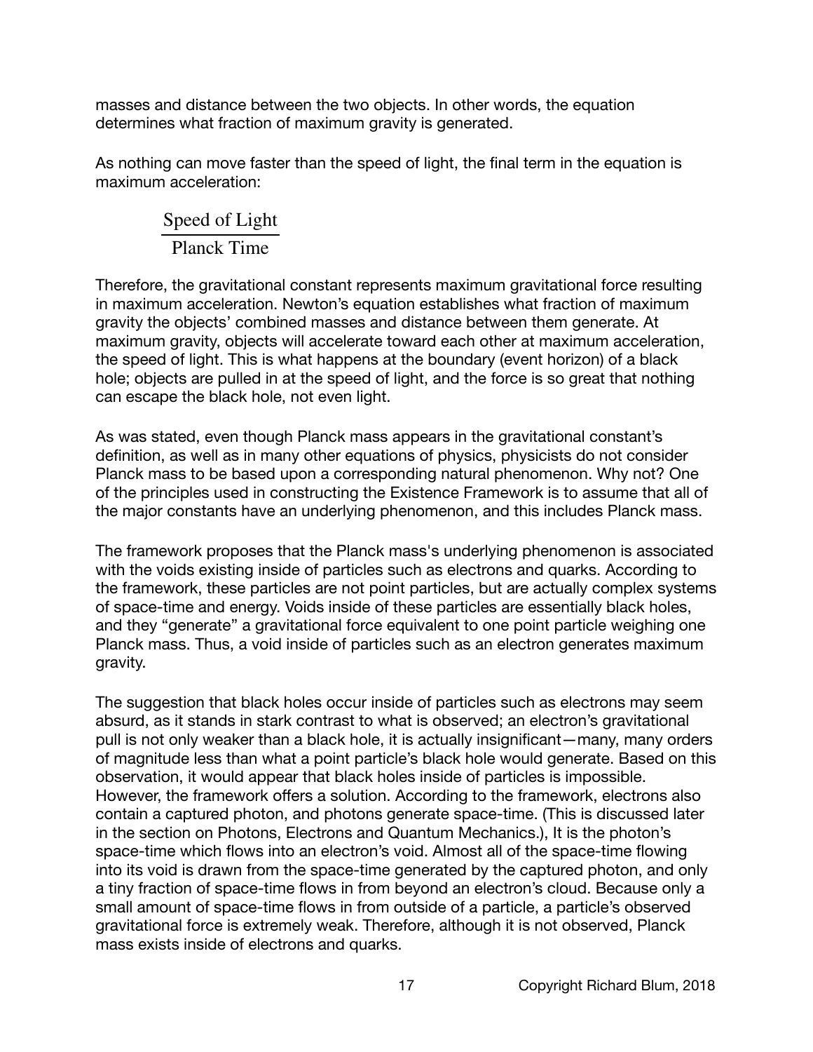masses and distance between the two objects. In other words, the equation determines what fraction of maximum gravity is generated.

As nothing can move faster than the speed of light, the final term in the equation is maximum acceleration:

$$\frac{\text{Speed of Light}}{\text{Planck Time}}$$

Therefore, the gravitational constant represents maximum gravitational force resulting in maximum acceleration. Newton's equation establishes what fraction of maximum gravity the objects' combined masses and distance between them generate. At maximum gravity, objects will accelerate toward each other at maximum acceleration, the speed of light. This is what happens at the boundary (event horizon) of a black hole; objects are pulled in at the speed of light, and the force is so great that nothing can escape the black hole, not even light.

As was stated, even though Planck mass appears in the gravitational constant's definition, as well as in many other equations of physics, physicists do not consider Planck mass to be based upon a corresponding natural phenomenon. Why not? One of the principles used in constructing the Existence Framework is to assume that all of the major constants have an underlying phenomenon, and this includes Planck mass.

The framework proposes that the Planck mass's underlying phenomenon is associated with the voids existing inside of particles such as electrons and quarks. According to the framework, these particles are not point particles, but are actually complex systems of space-time and energy. Voids inside of these particles are essentially black holes, and they "generate" a gravitational force equivalent to one point particle weighing one Planck mass. Thus, a void inside of particles such as an electron generates maximum gravity.

The suggestion that black holes occur inside of particles such as electrons may seem absurd, as it stands in stark contrast to what is observed; an electron's gravitational pull is not only weaker than a black hole, it is actually insignificant—many, many orders of magnitude less than what a point particle's black hole would generate. Based on this observation, it would appear that black holes inside of particles is impossible. However, the framework offers a solution. According to the framework, electrons also contain a captured photon, and photons generate space-time. (This is discussed later in the section on Photons, Electrons and Quantum Mechanics.), It is the photon's space-time which flows into an electron's void. Almost all of the space-time flowing into its void is drawn from the space-time generated by the captured photon, and only a tiny fraction of space-time flows in from beyond an electron's cloud. Because only a small amount of space-time flows in from outside of a particle, a particle's observed gravitational force is extremely weak. Therefore, although it is not observed, Planck mass exists inside of electrons and quarks.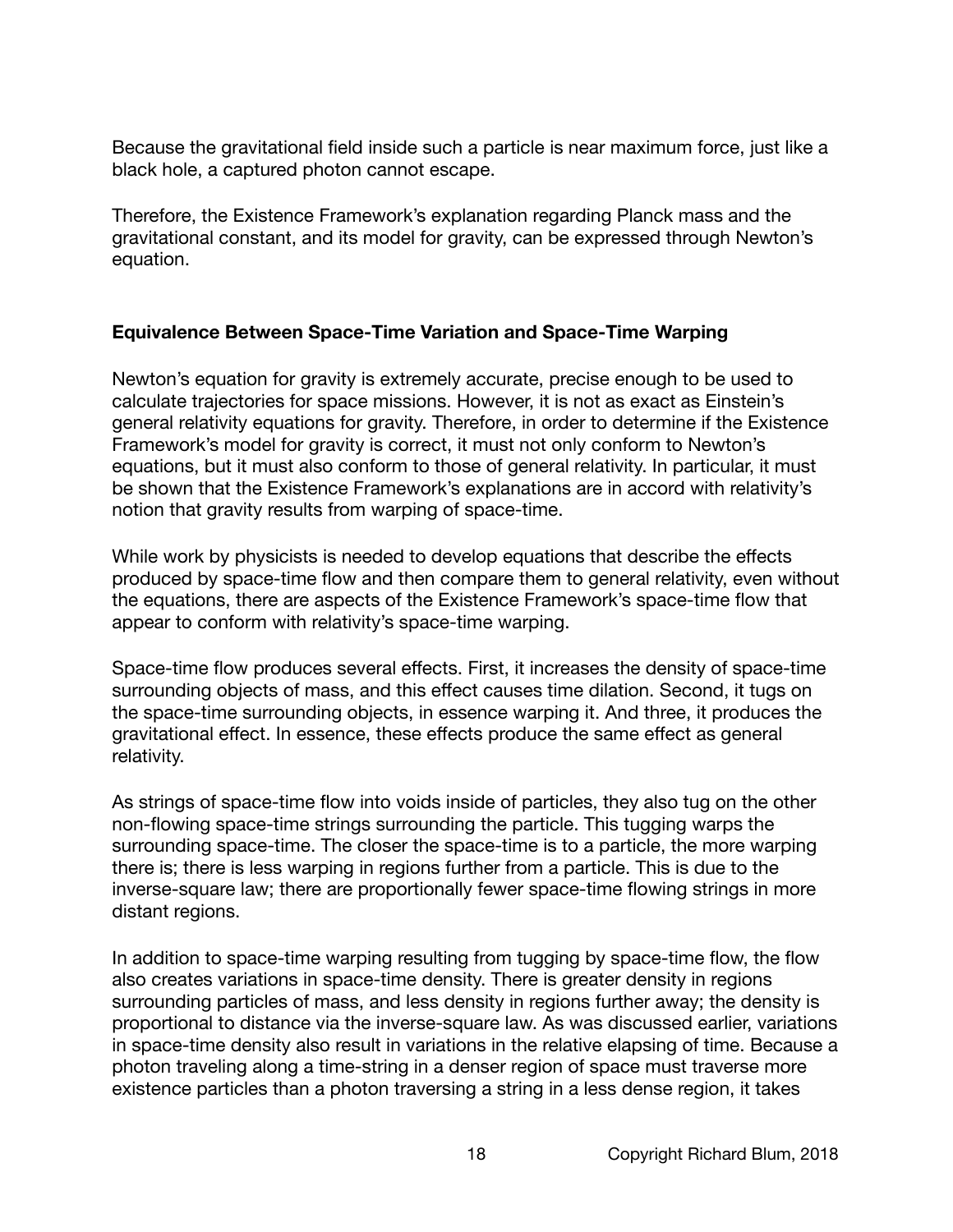Because the gravitational field inside such a particle is near maximum force, just like a black hole, a captured photon cannot escape.

Therefore, the Existence Framework's explanation regarding Planck mass and the gravitational constant, and its model for gravity, can be expressed through Newton's equation.

### Equivalence Between Space-Time Variation and Space-Time Warping

Newton's equation for gravity is extremely accurate, precise enough to be used to calculate trajectories for space missions. However, it is not as exact as Einstein's general relativity equations for gravity. Therefore, in order to determine if the Existence Framework's model for gravity is correct, it must not only conform to Newton's equations, but it must also conform to those of general relativity. In particular, it must be shown that the Existence Framework's explanations are in accord with relativity's notion that gravity results from warping of space-time.

While work by physicists is needed to develop equations that describe the effects produced by space-time flow and then compare them to general relativity, even without the equations, there are aspects of the Existence Framework's space-time flow that appear to conform with relativity's space-time warping.

Space-time flow produces several effects. First, it increases the density of space-time surrounding objects of mass, and this effect causes time dilation. Second, it tugs on the space-time surrounding objects, in essence warping it. And three, it produces the gravitational effect. In essence, these effects produce the same effect as general relativity.

As strings of space-time flow into voids inside of particles, they also tug on the other non-flowing space-time strings surrounding the particle. This tugging warps the surrounding space-time. The closer the space-time is to a particle, the more warping there is; there is less warping in regions further from a particle. This is due to the inverse-square law; there are proportionally fewer space-time flowing strings in more distant regions.

In addition to space-time warping resulting from tugging by space-time flow, the flow also creates variations in space-time density. There is greater density in regions surrounding particles of mass, and less density in regions further away; the density is proportional to distance via the inverse-square law. As was discussed earlier, variations in space-time density also result in variations in the relative elapsing of time. Because a photon traveling along a time-string in a denser region of space must traverse more existence particles than a photon traversing a string in a less dense region, it takes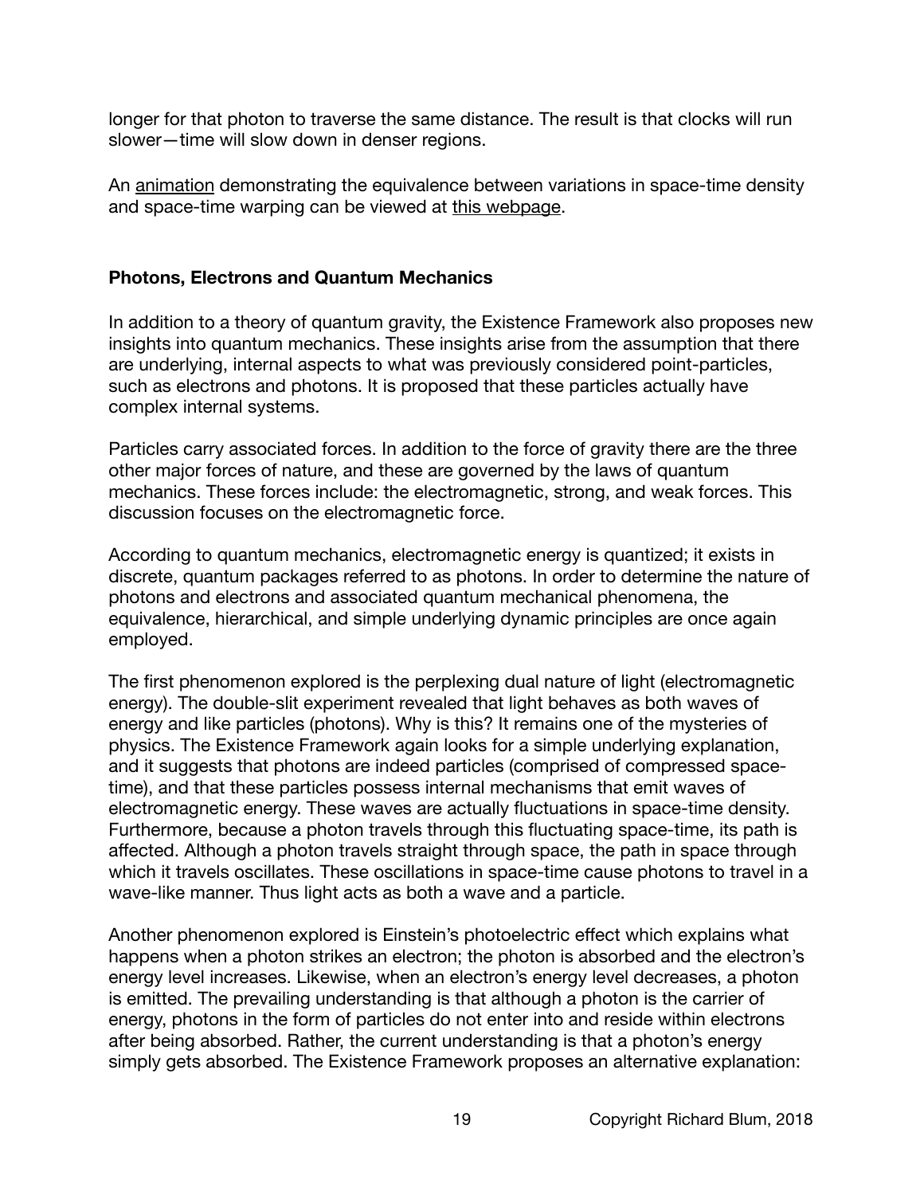longer for that photon to traverse the same distance. The result is that clocks will run slower—time will slow down in denser regions.

An animation demonstrating the equivalence between variations in space-time density and space-time warping can be viewed at this webpage.

### Photons, Electrons and Quantum Mechanics

In addition to a theory of quantum gravity, the Existence Framework also proposes new insights into quantum mechanics. These insights arise from the assumption that there are underlying, internal aspects to what was previously considered point-particles, such as electrons and photons. It is proposed that these particles actually have complex internal systems.

Particles carry associated forces. In addition to the force of gravity there are the three other major forces of nature, and these are governed by the laws of quantum mechanics. These forces include: the electromagnetic, strong, and weak forces. This discussion focuses on the electromagnetic force.

According to quantum mechanics, electromagnetic energy is quantized; it exists in discrete, quantum packages referred to as photons. In order to determine the nature of photons and electrons and associated quantum mechanical phenomena, the equivalence, hierarchical, and simple underlying dynamic principles are once again employed.

The first phenomenon explored is the perplexing dual nature of light (electromagnetic energy). The double-slit experiment revealed that light behaves as both waves of energy and like particles (photons). Why is this? It remains one of the mysteries of physics. The Existence Framework again looks for a simple underlying explanation, and it suggests that photons are indeed particles (comprised of compressed space-time), and that these particles possess internal mechanisms that emit waves of electromagnetic energy. These waves are actually fluctuations in space-time density. Furthermore, because a photon travels through this fluctuating space-time, its path is affected. Although a photon travels straight through space, the path in space through which it travels oscillates. These oscillations in space-time cause photons to travel in a wave-like manner. Thus light acts as both a wave and a particle.

Another phenomenon explored is Einstein's photoelectric effect which explains what happens when a photon strikes an electron; the photon is absorbed and the electron's energy level increases. Likewise, when an electron's energy level decreases, a photon is emitted. The prevailing understanding is that although a photon is the carrier of energy, photons in the form of particles do not enter into and reside within electrons after being absorbed. Rather, the current understanding is that a photon's energy simply gets absorbed. The Existence Framework proposes an alternative explanation: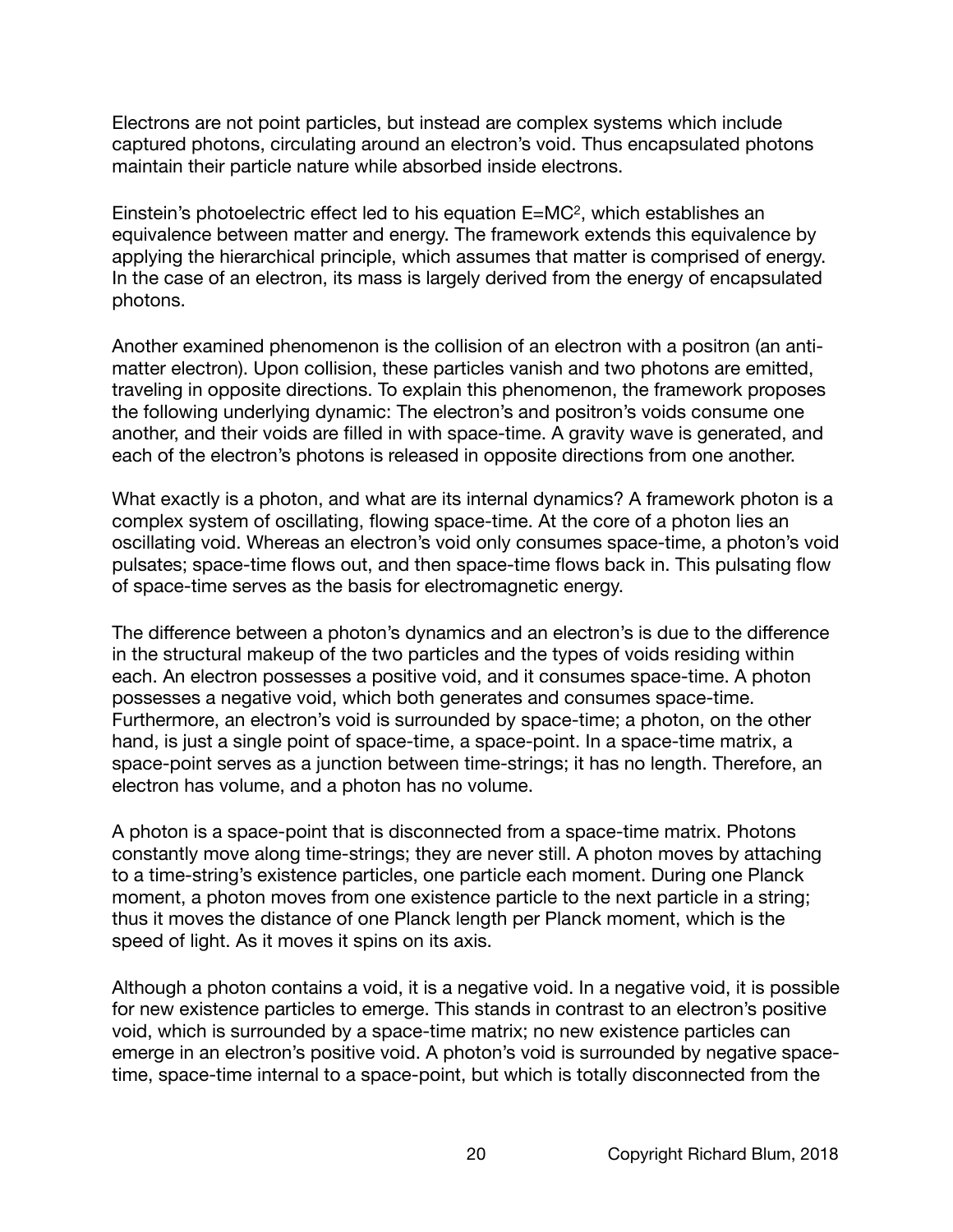Electrons are not point particles, but instead are complex systems which include captured photons, circulating around an electron's void. Thus encapsulated photons maintain their particle nature while absorbed inside electrons.

Einstein's photoelectric effect led to his equation $E=MC^2$, which establishes an equivalence between matter and energy. The framework extends this equivalence by applying the hierarchical principle, which assumes that matter is comprised of energy. In the case of an electron, its mass is largely derived from the energy of encapsulated photons.

Another examined phenomenon is the collision of an electron with a positron (an anti-matter electron). Upon collision, these particles vanish and two photons are emitted, traveling in opposite directions. To explain this phenomenon, the framework proposes the following underlying dynamic: The electron's and positron's voids consume one another, and their voids are filled in with space-time. A gravity wave is generated, and each of the electron's photons is released in opposite directions from one another.

What exactly is a photon, and what are its internal dynamics? A framework photon is a complex system of oscillating, flowing space-time. At the core of a photon lies an oscillating void. Whereas an electron's void only consumes space-time, a photon's void pulsates; space-time flows out, and then space-time flows back in. This pulsating flow of space-time serves as the basis for electromagnetic energy.

The difference between a photon's dynamics and an electron's is due to the difference in the structural makeup of the two particles and the types of voids residing within each. An electron possesses a positive void, and it consumes space-time. A photon possesses a negative void, which both generates and consumes space-time. Furthermore, an electron's void is surrounded by space-time; a photon, on the other hand, is just a single point of space-time, a space-point. In a space-time matrix, a space-point serves as a junction between time-strings; it has no length. Therefore, an electron has volume, and a photon has no volume.

A photon is a space-point that is disconnected from a space-time matrix. Photons constantly move along time-strings; they are never still. A photon moves by attaching to a time-string's existence particles, one particle each moment. During one Planck moment, a photon moves from one existence particle to the next particle in a string; thus it moves the distance of one Planck length per Planck moment, which is the speed of light. As it moves it spins on its axis.

Although a photon contains a void, it is a negative void. In a negative void, it is possible for new existence particles to emerge. This stands in contrast to an electron's positive void, which is surrounded by a space-time matrix; no new existence particles can emerge in an electron's positive void. A photon's void is surrounded by negative space-time, space-time internal to a space-point, but which is totally disconnected from the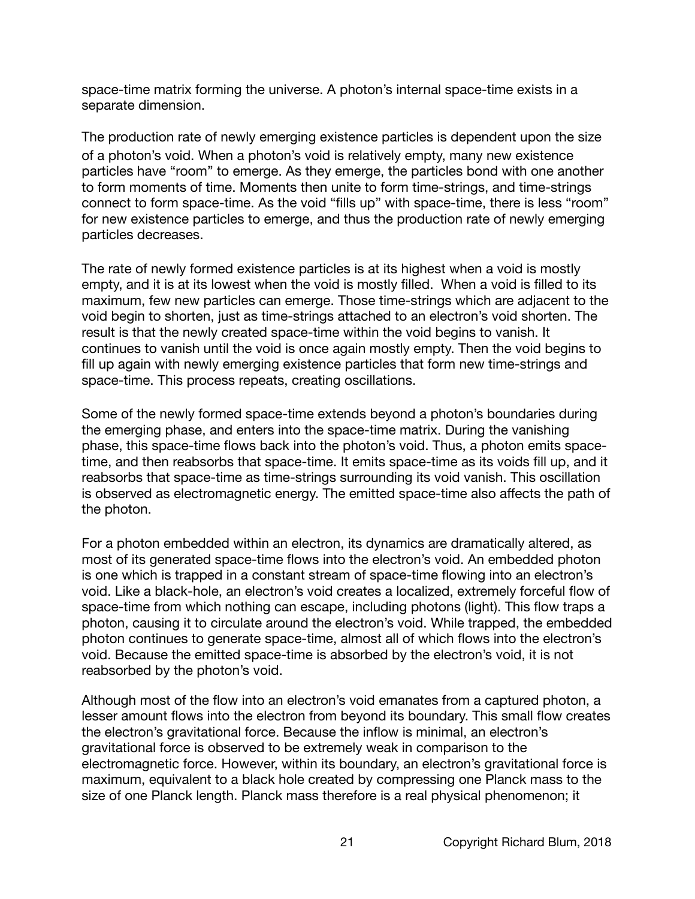space-time matrix forming the universe. A photon's internal space-time exists in a separate dimension.

The production rate of newly emerging existence particles is dependent upon the size of a photon's void. When a photon's void is relatively empty, many new existence particles have "room" to emerge. As they emerge, the particles bond with one another to form moments of time. Moments then unite to form time-strings, and time-strings connect to form space-time. As the void "fills up" with space-time, there is less "room" for new existence particles to emerge, and thus the production rate of newly emerging particles decreases.

The rate of newly formed existence particles is at its highest when a void is mostly empty, and it is at its lowest when the void is mostly filled. When a void is filled to its maximum, few new particles can emerge. Those time-strings which are adjacent to the void begin to shorten, just as time-strings attached to an electron's void shorten. The result is that the newly created space-time within the void begins to vanish. It continues to vanish until the void is once again mostly empty. Then the void begins to fill up again with newly emerging existence particles that form new time-strings and space-time. This process repeats, creating oscillations.

Some of the newly formed space-time extends beyond a photon's boundaries during the emerging phase, and enters into the space-time matrix. During the vanishing phase, this space-time flows back into the photon's void. Thus, a photon emits space-time, and then reabsorbs that space-time. It emits space-time as its voids fill up, and it reabsorbs that space-time as time-strings surrounding its void vanish. This oscillation is observed as electromagnetic energy. The emitted space-time also affects the path of the photon.

For a photon embedded within an electron, its dynamics are dramatically altered, as most of its generated space-time flows into the electron's void. An embedded photon is one which is trapped in a constant stream of space-time flowing into an electron's void. Like a black-hole, an electron's void creates a localized, extremely forceful flow of space-time from which nothing can escape, including photons (light). This flow traps a photon, causing it to circulate around the electron's void. While trapped, the embedded photon continues to generate space-time, almost all of which flows into the electron's void. Because the emitted space-time is absorbed by the electron's void, it is not reabsorbed by the photon's void.

Although most of the flow into an electron's void emanates from a captured photon, a lesser amount flows into the electron from beyond its boundary. This small flow creates the electron's gravitational force. Because the inflow is minimal, an electron's gravitational force is observed to be extremely weak in comparison to the electromagnetic force. However, within its boundary, an electron's gravitational force is maximum, equivalent to a black hole created by compressing one Planck mass to the size of one Planck length. Planck mass therefore is a real physical phenomenon; it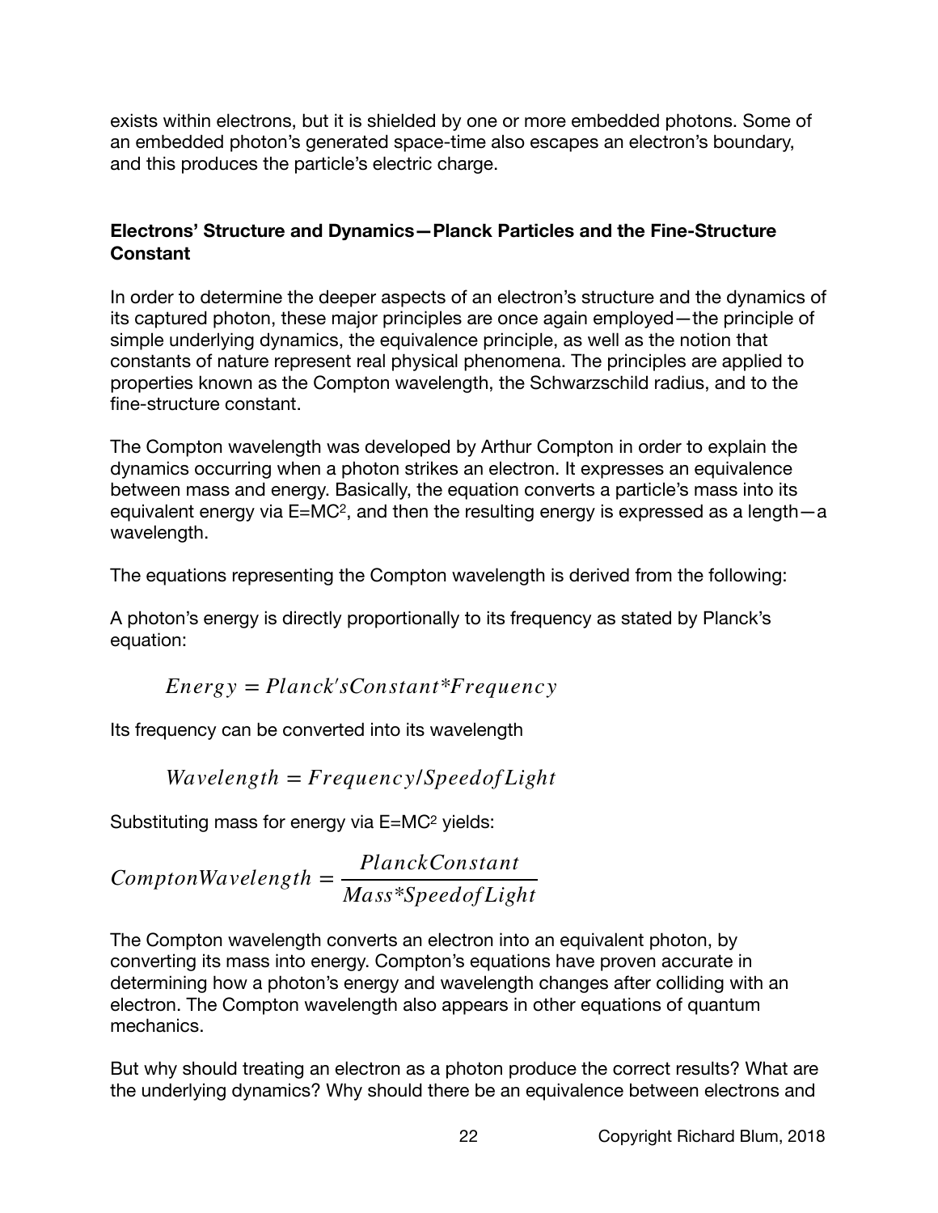exists within electrons, but it is shielded by one or more embedded photons. Some of an embedded photon's generated space-time also escapes an electron's boundary, and this produces the particle's electric charge.

## Electrons' Structure and Dynamics—Planck Particles and the Fine-Structure Constant

In order to determine the deeper aspects of an electron's structure and the dynamics of its captured photon, these major principles are once again employed—the principle of simple underlying dynamics, the equivalence principle, as well as the notion that constants of nature represent real physical phenomena. The principles are applied to properties known as the Compton wavelength, the Schwarzschild radius, and to the fine-structure constant.

The Compton wavelength was developed by Arthur Compton in order to explain the dynamics occurring when a photon strikes an electron. It expresses an equivalence between mass and energy. Basically, the equation converts a particle's mass into its equivalent energy via $E=MC^2$, and then the resulting energy is expressed as a length—a wavelength.

The equations representing the Compton wavelength is derived from the following:

A photon's energy is directly proportionally to its frequency as stated by Planck's equation:

$$Energy = Planck'sConstant*Frequency$$

Its frequency can be converted into its wavelength

$$Wavelength = Frequency/SpeedofLight$$

Substituting mass for energy via $E=MC^2$ yields:

$$ComptonWavelength = \frac{PlanckConstant}{Mass*SpeedofLight}$$

The Compton wavelength converts an electron into an equivalent photon, by converting its mass into energy. Compton's equations have proven accurate in determining how a photon's energy and wavelength changes after colliding with an electron. The Compton wavelength also appears in other equations of quantum mechanics.

But why should treating an electron as a photon produce the correct results? What are the underlying dynamics? Why should there be an equivalence between electrons and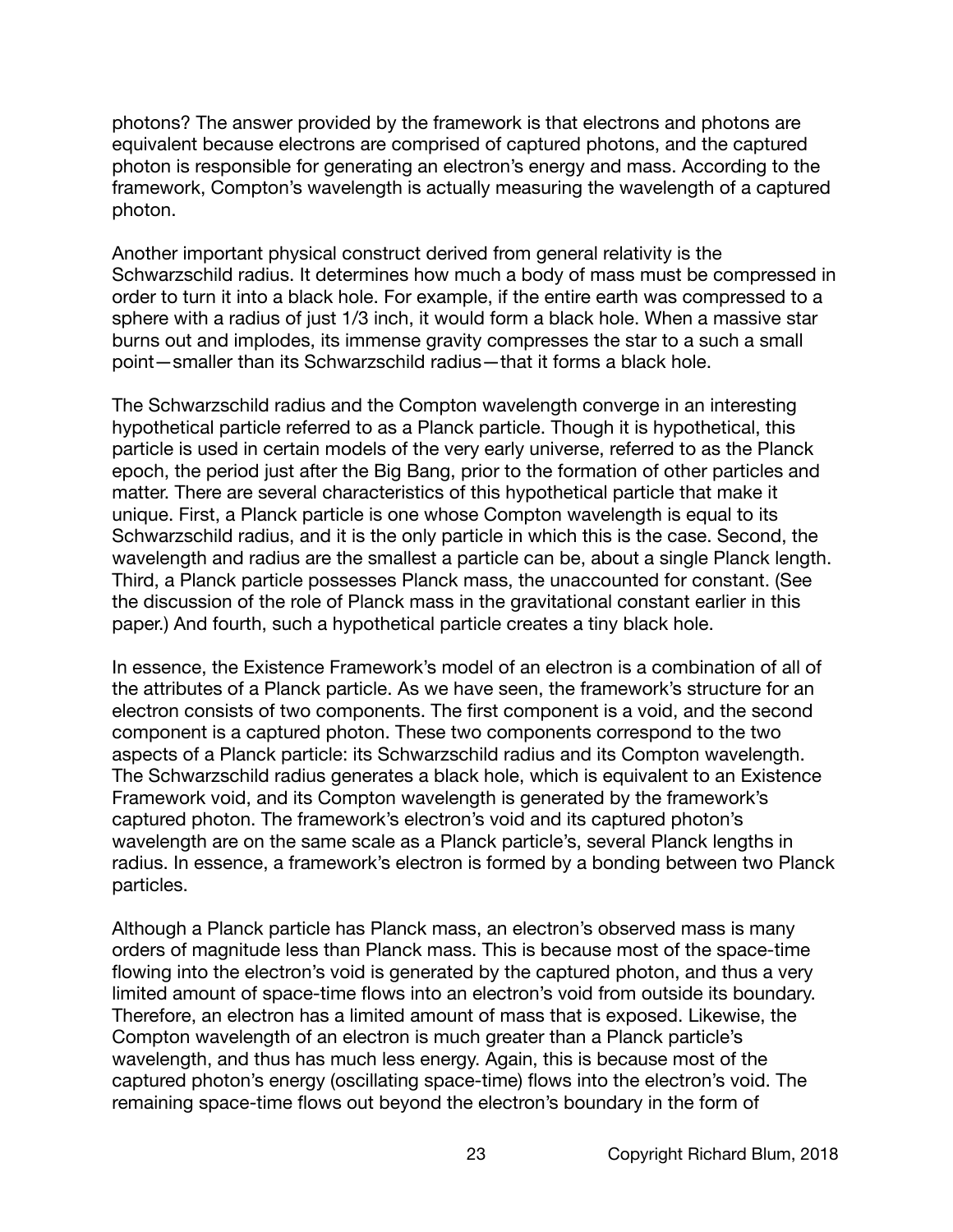photons? The answer provided by the framework is that electrons and photons are equivalent because electrons are comprised of captured photons, and the captured photon is responsible for generating an electron's energy and mass. According to the framework, Compton's wavelength is actually measuring the wavelength of a captured photon.

Another important physical construct derived from general relativity is the Schwarzschild radius. It determines how much a body of mass must be compressed in order to turn it into a black hole. For example, if the entire earth was compressed to a sphere with a radius of just 1/3 inch, it would form a black hole. When a massive star burns out and implodes, its immense gravity compresses the star to a such a small point—smaller than its Schwarzschild radius—that it forms a black hole.

The Schwarzschild radius and the Compton wavelength converge in an interesting hypothetical particle referred to as a Planck particle. Though it is hypothetical, this particle is used in certain models of the very early universe, referred to as the Planck epoch, the period just after the Big Bang, prior to the formation of other particles and matter. There are several characteristics of this hypothetical particle that make it unique. First, a Planck particle is one whose Compton wavelength is equal to its Schwarzschild radius, and it is the only particle in which this is the case. Second, the wavelength and radius are the smallest a particle can be, about a single Planck length. Third, a Planck particle possesses Planck mass, the unaccounted for constant. (See the discussion of the role of Planck mass in the gravitational constant earlier in this paper.) And fourth, such a hypothetical particle creates a tiny black hole.

In essence, the Existence Framework's model of an electron is a combination of all of the attributes of a Planck particle. As we have seen, the framework's structure for an electron consists of two components. The first component is a void, and the second component is a captured photon. These two components correspond to the two aspects of a Planck particle: its Schwarzschild radius and its Compton wavelength. The Schwarzschild radius generates a black hole, which is equivalent to an Existence Framework void, and its Compton wavelength is generated by the framework's captured photon. The framework's electron's void and its captured photon's wavelength are on the same scale as a Planck particle's, several Planck lengths in radius. In essence, a framework's electron is formed by a bonding between two Planck particles.

Although a Planck particle has Planck mass, an electron's observed mass is many orders of magnitude less than Planck mass. This is because most of the space-time flowing into the electron's void is generated by the captured photon, and thus a very limited amount of space-time flows into an electron's void from outside its boundary. Therefore, an electron has a limited amount of mass that is exposed. Likewise, the Compton wavelength of an electron is much greater than a Planck particle's wavelength, and thus has much less energy. Again, this is because most of the captured photon's energy (oscillating space-time) flows into the electron's void. The remaining space-time flows out beyond the electron's boundary in the form of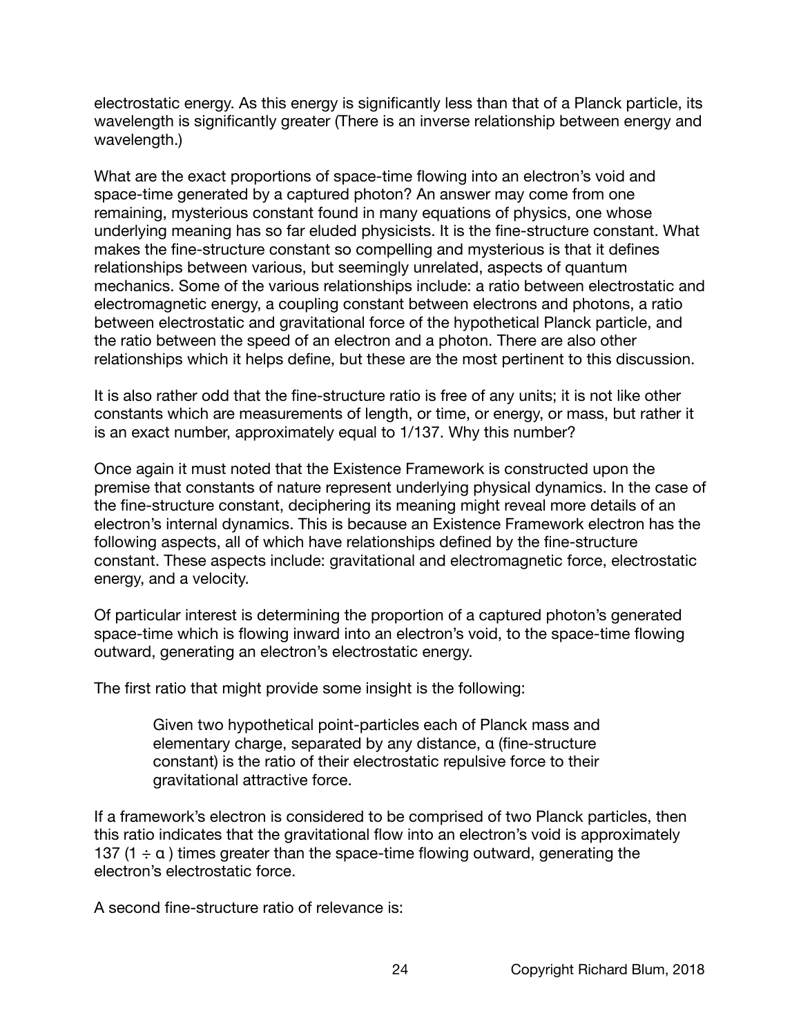electrostatic energy. As this energy is significantly less than that of a Planck particle, its wavelength is significantly greater (There is an inverse relationship between energy and wavelength.)

What are the exact proportions of space-time flowing into an electron's void and space-time generated by a captured photon? An answer may come from one remaining, mysterious constant found in many equations of physics, one whose underlying meaning has so far eluded physicists. It is the fine-structure constant. What makes the fine-structure constant so compelling and mysterious is that it defines relationships between various, but seemingly unrelated, aspects of quantum mechanics. Some of the various relationships include: a ratio between electrostatic and electromagnetic energy, a coupling constant between electrons and photons, a ratio between electrostatic and gravitational force of the hypothetical Planck particle, and the ratio between the speed of an electron and a photon. There are also other relationships which it helps define, but these are the most pertinent to this discussion.

It is also rather odd that the fine-structure ratio is free of any units; it is not like other constants which are measurements of length, or time, or energy, or mass, but rather it is an exact number, approximately equal to 1/137. Why this number?

Once again it must noted that the Existence Framework is constructed upon the premise that constants of nature represent underlying physical dynamics. In the case of the fine-structure constant, deciphering its meaning might reveal more details of an electron's internal dynamics. This is because an Existence Framework electron has the following aspects, all of which have relationships defined by the fine-structure constant. These aspects include: gravitational and electromagnetic force, electrostatic energy, and a velocity.

Of particular interest is determining the proportion of a captured photon's generated space-time which is flowing inward into an electron's void, to the space-time flowing outward, generating an electron's electrostatic energy.

The first ratio that might provide some insight is the following:

> Given two hypothetical point-particles each of Planck mass and elementary charge, separated by any distance, $\alpha$ (fine-structure constant) is the ratio of their electrostatic repulsive force to their gravitational attractive force.

If a framework's electron is considered to be comprised of two Planck particles, then this ratio indicates that the gravitational flow into an electron's void is approximately 137 ($1 \div \alpha$) times greater than the space-time flowing outward, generating the electron's electrostatic force.

A second fine-structure ratio of relevance is: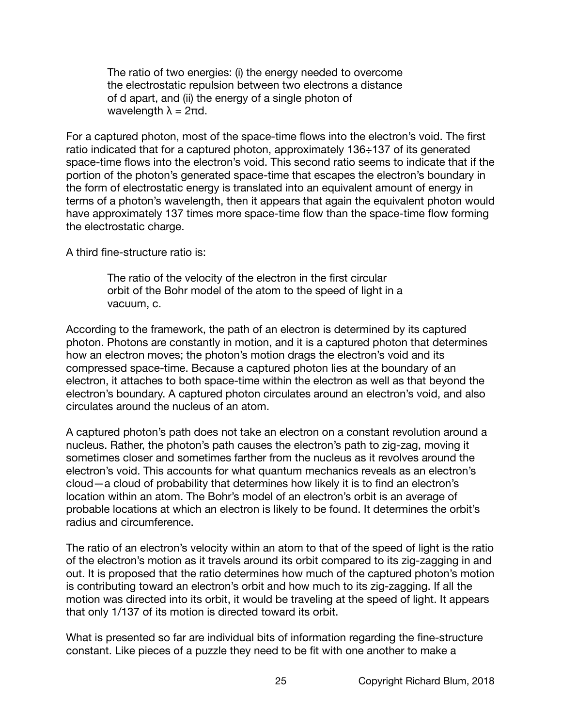> The ratio of two energies: (i) the energy needed to overcome the electrostatic repulsion between two electrons a distance of d apart, and (ii) the energy of a single photon of wavelength $\lambda = 2\pi d$.

For a captured photon, most of the space-time flows into the electron's void. The first ratio indicated that for a captured photon, approximately 136÷137 of its generated space-time flows into the electron's void. This second ratio seems to indicate that if the portion of the photon's generated space-time that escapes the electron's boundary in the form of electrostatic energy is translated into an equivalent amount of energy in terms of a photon's wavelength, then it appears that again the equivalent photon would have approximately 137 times more space-time flow than the space-time flow forming the electrostatic charge.

A third fine-structure ratio is:

> The ratio of the velocity of the electron in the first circular orbit of the Bohr model of the atom to the speed of light in a vacuum, c.

According to the framework, the path of an electron is determined by its captured photon. Photons are constantly in motion, and it is a captured photon that determines how an electron moves; the photon's motion drags the electron's void and its compressed space-time. Because a captured photon lies at the boundary of an electron, it attaches to both space-time within the electron as well as that beyond the electron's boundary. A captured photon circulates around an electron's void, and also circulates around the nucleus of an atom.

A captured photon's path does not take an electron on a constant revolution around a nucleus. Rather, the photon's path causes the electron's path to zig-zag, moving it sometimes closer and sometimes farther from the nucleus as it revolves around the electron's void. This accounts for what quantum mechanics reveals as an electron's cloud—a cloud of probability that determines how likely it is to find an electron's location within an atom. The Bohr's model of an electron's orbit is an average of probable locations at which an electron is likely to be found. It determines the orbit's radius and circumference.

The ratio of an electron's velocity within an atom to that of the speed of light is the ratio of the electron's motion as it travels around its orbit compared to its zig-zagging in and out. It is proposed that the ratio determines how much of the captured photon's motion is contributing toward an electron's orbit and how much to its zig-zagging. If all the motion was directed into its orbit, it would be traveling at the speed of light. It appears that only 1/137 of its motion is directed toward its orbit.

What is presented so far are individual bits of information regarding the fine-structure constant. Like pieces of a puzzle they need to be fit with one another to make a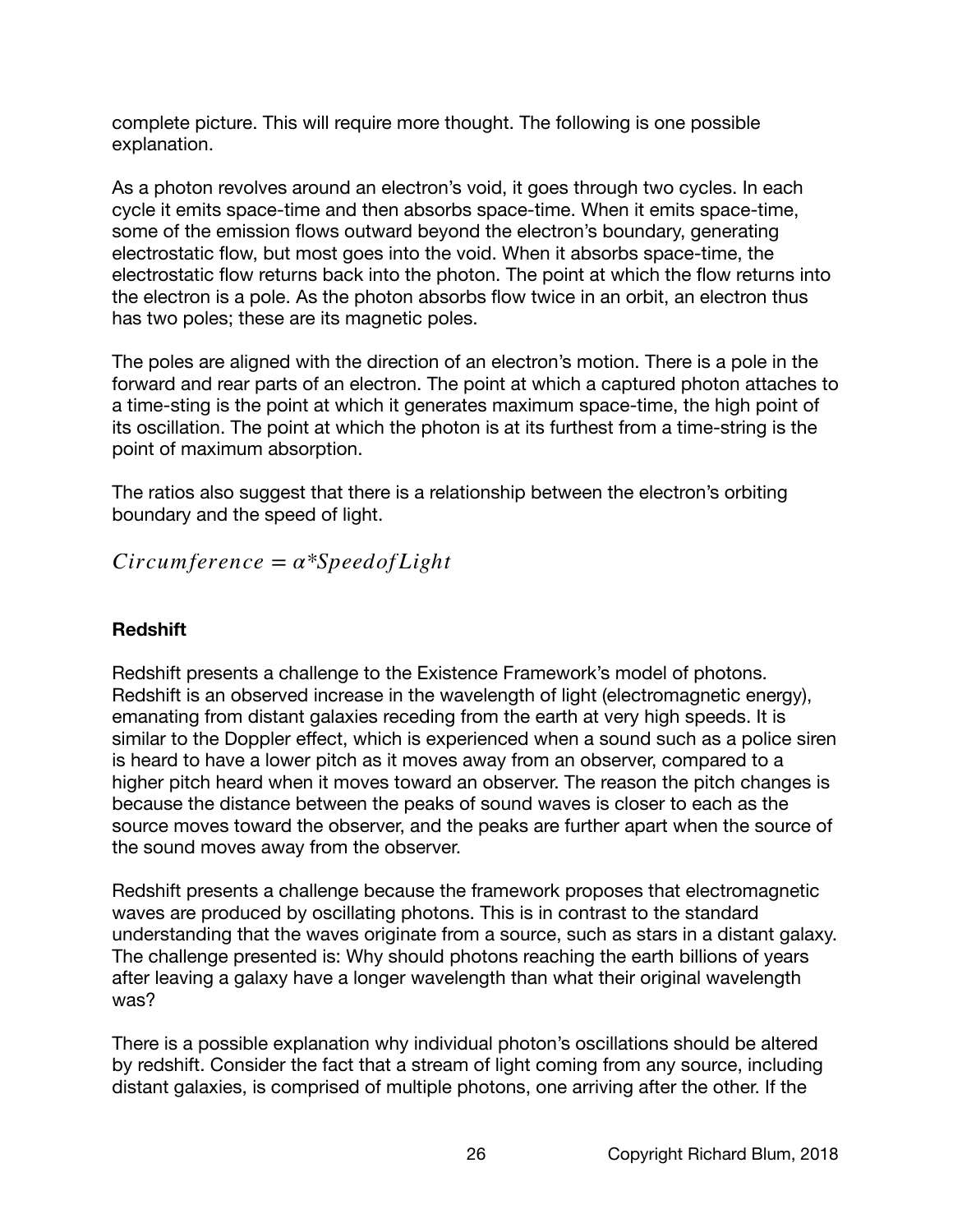complete picture. This will require more thought. The following is one possible explanation.

As a photon revolves around an electron's void, it goes through two cycles. In each cycle it emits space-time and then absorbs space-time. When it emits space-time, some of the emission flows outward beyond the electron's boundary, generating electrostatic flow, but most goes into the void. When it absorbs space-time, the electrostatic flow returns back into the photon. The point at which the flow returns into the electron is a pole. As the photon absorbs flow twice in an orbit, an electron thus has two poles; these are its magnetic poles.

The poles are aligned with the direction of an electron's motion. There is a pole in the forward and rear parts of an electron. The point at which a captured photon attaches to a time-sting is the point at which it generates maximum space-time, the high point of its oscillation. The point at which the photon is at its furthest from a time-string is the point of maximum absorption.

The ratios also suggest that there is a relationship between the electron's orbiting boundary and the speed of light.

$$Circumference = \alpha * SpeedofLight$$

**Redshift**

Redshift presents a challenge to the Existence Framework's model of photons. Redshift is an observed increase in the wavelength of light (electromagnetic energy), emanating from distant galaxies receding from the earth at very high speeds. It is similar to the Doppler effect, which is experienced when a sound such as a police siren is heard to have a lower pitch as it moves away from an observer, compared to a higher pitch heard when it moves toward an observer. The reason the pitch changes is because the distance between the peaks of sound waves is closer to each as the source moves toward the observer, and the peaks are further apart when the source of the sound moves away from the observer.

Redshift presents a challenge because the framework proposes that electromagnetic waves are produced by oscillating photons. This is in contrast to the standard understanding that the waves originate from a source, such as stars in a distant galaxy. The challenge presented is: Why should photons reaching the earth billions of years after leaving a galaxy have a longer wavelength than what their original wavelength was?

There is a possible explanation why individual photon's oscillations should be altered by redshift. Consider the fact that a stream of light coming from any source, including distant galaxies, is comprised of multiple photons, one arriving after the other. If the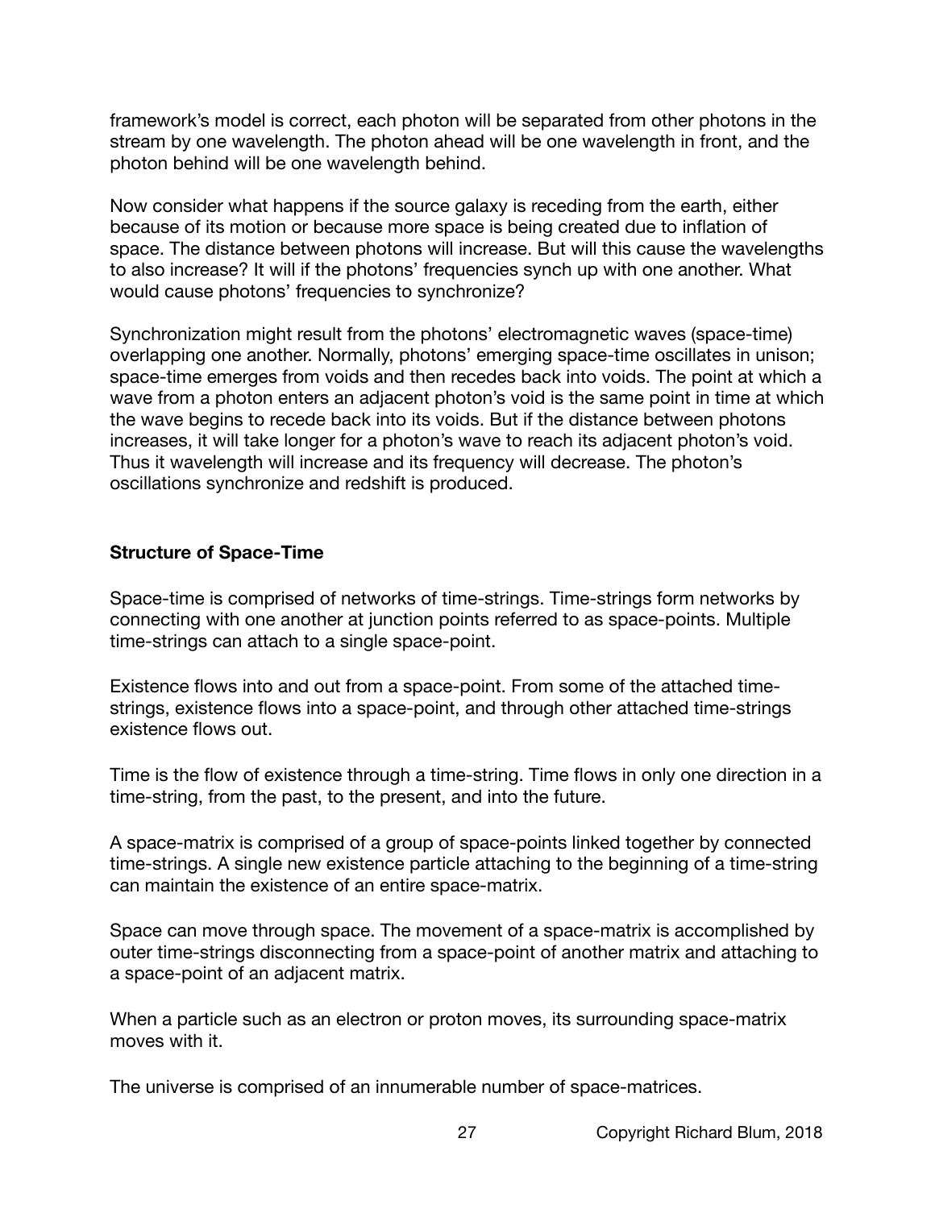framework's model is correct, each photon will be separated from other photons in the stream by one wavelength. The photon ahead will be one wavelength in front, and the photon behind will be one wavelength behind.

Now consider what happens if the source galaxy is receding from the earth, either because of its motion or because more space is being created due to inflation of space. The distance between photons will increase. But will this cause the wavelengths to also increase? It will if the photons' frequencies synch up with one another. What would cause photons' frequencies to synchronize?

Synchronization might result from the photons' electromagnetic waves (space-time) overlapping one another. Normally, photons' emerging space-time oscillates in unison; space-time emerges from voids and then recedes back into voids. The point at which a wave from a photon enters an adjacent photon's void is the same point in time at which the wave begins to recede back into its voids. But if the distance between photons increases, it will take longer for a photon's wave to reach its adjacent photon's void. Thus it wavelength will increase and its frequency will decrease. The photon's oscillations synchronize and redshift is produced.

## Structure of Space-Time

Space-time is comprised of networks of time-strings. Time-strings form networks by connecting with one another at junction points referred to as space-points. Multiple time-strings can attach to a single space-point.

Existence flows into and out from a space-point. From some of the attached time-strings, existence flows into a space-point, and through other attached time-strings existence flows out.

Time is the flow of existence through a time-string. Time flows in only one direction in a time-string, from the past, to the present, and into the future.

A space-matrix is comprised of a group of space-points linked together by connected time-strings. A single new existence particle attaching to the beginning of a time-string can maintain the existence of an entire space-matrix.

Space can move through space. The movement of a space-matrix is accomplished by outer time-strings disconnecting from a space-point of another matrix and attaching to a space-point of an adjacent matrix.

When a particle such as an electron or proton moves, its surrounding space-matrix moves with it.

The universe is comprised of an innumerable number of space-matrices.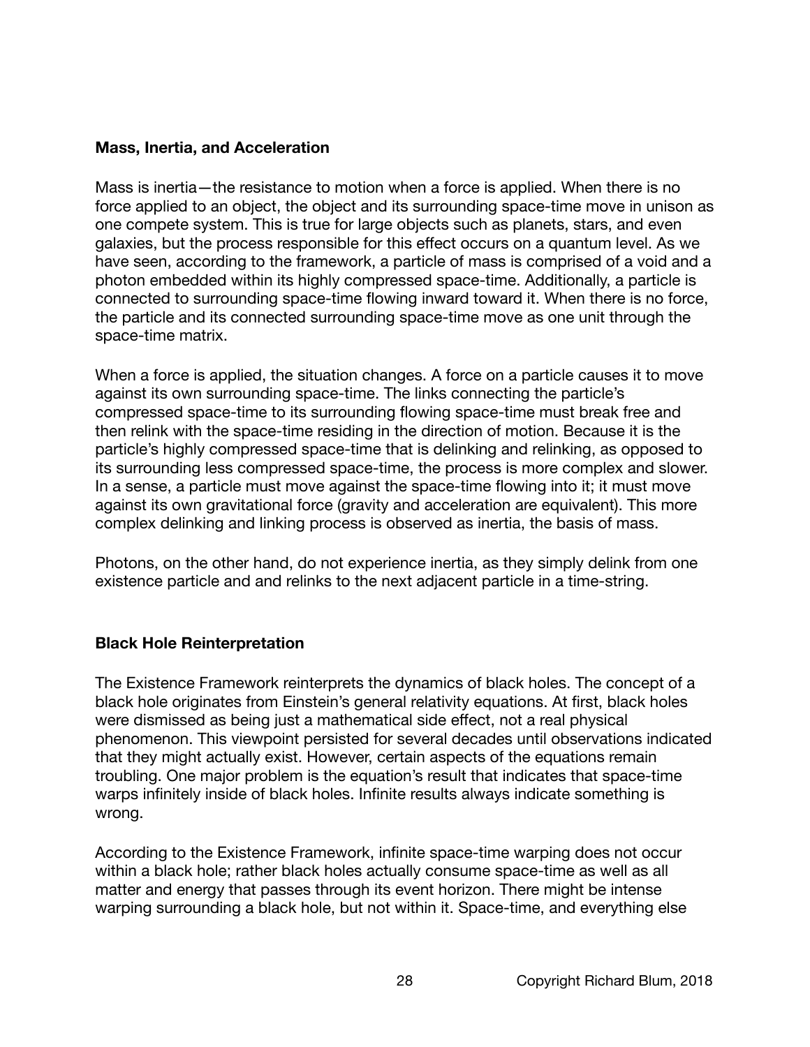**Mass, Inertia, and Acceleration**

Mass is inertia—the resistance to motion when a force is applied. When there is no force applied to an object, the object and its surrounding space-time move in unison as one compete system. This is true for large objects such as planets, stars, and even galaxies, but the process responsible for this effect occurs on a quantum level. As we have seen, according to the framework, a particle of mass is comprised of a void and a photon embedded within its highly compressed space-time. Additionally, a particle is connected to surrounding space-time flowing inward toward it. When there is no force, the particle and its connected surrounding space-time move as one unit through the space-time matrix.

When a force is applied, the situation changes. A force on a particle causes it to move against its own surrounding space-time. The links connecting the particle's compressed space-time to its surrounding flowing space-time must break free and then relink with the space-time residing in the direction of motion. Because it is the particle's highly compressed space-time that is delinking and relinking, as opposed to its surrounding less compressed space-time, the process is more complex and slower. In a sense, a particle must move against the space-time flowing into it; it must move against its own gravitational force (gravity and acceleration are equivalent). This more complex delinking and linking process is observed as inertia, the basis of mass.

Photons, on the other hand, do not experience inertia, as they simply delink from one existence particle and and relinks to the next adjacent particle in a time-string.

**Black Hole Reinterpretation**

The Existence Framework reinterprets the dynamics of black holes. The concept of a black hole originates from Einstein's general relativity equations. At first, black holes were dismissed as being just a mathematical side effect, not a real physical phenomenon. This viewpoint persisted for several decades until observations indicated that they might actually exist. However, certain aspects of the equations remain troubling. One major problem is the equation's result that indicates that space-time warps infinitely inside of black holes. Infinite results always indicate something is wrong.

According to the Existence Framework, infinite space-time warping does not occur within a black hole; rather black holes actually consume space-time as well as all matter and energy that passes through its event horizon. There might be intense warping surrounding a black hole, but not within it. Space-time, and everything else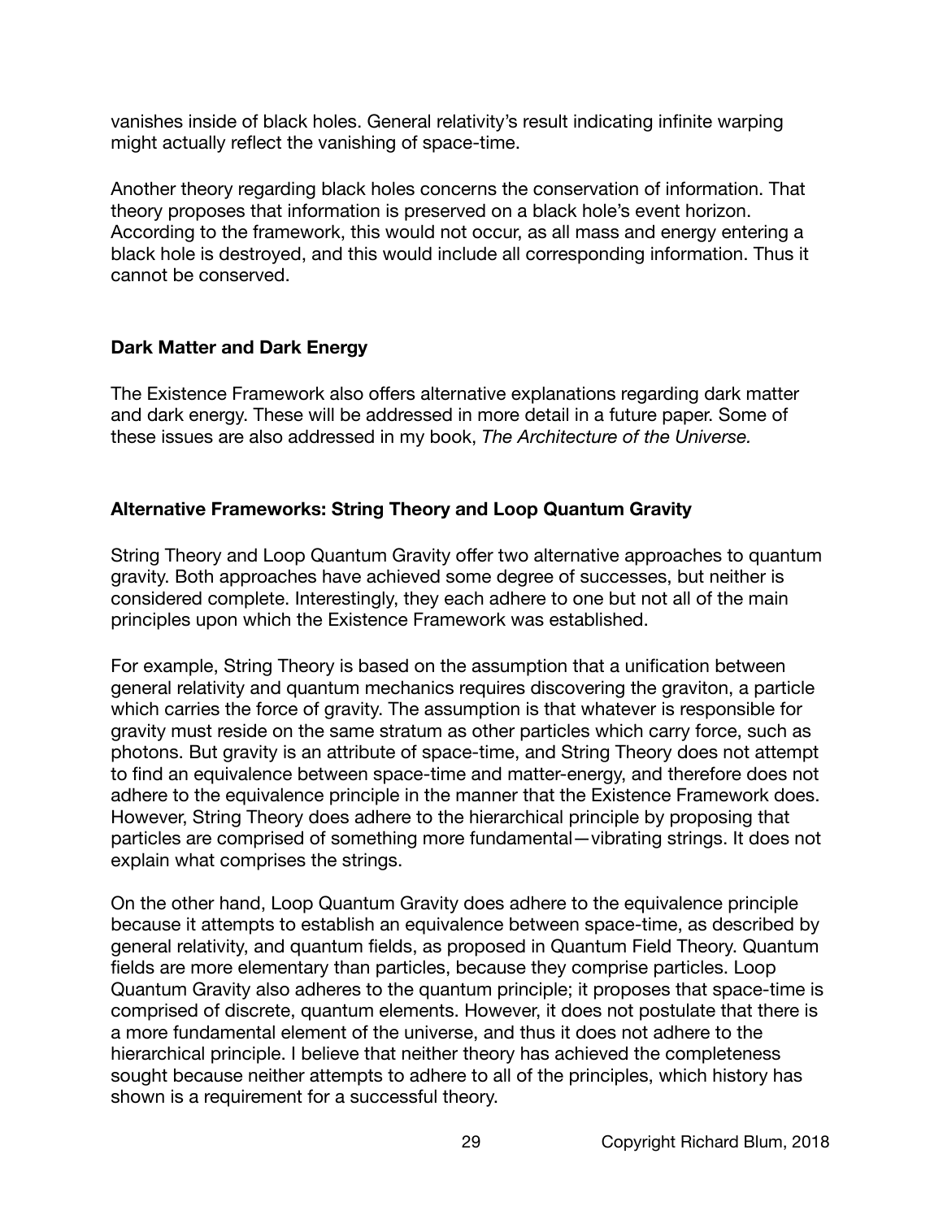vanishes inside of black holes. General relativity's result indicating infinite warping might actually reflect the vanishing of space-time.

Another theory regarding black holes concerns the conservation of information. That theory proposes that information is preserved on a black hole's event horizon. According to the framework, this would not occur, as all mass and energy entering a black hole is destroyed, and this would include all corresponding information. Thus it cannot be conserved.

## Dark Matter and Dark Energy

The Existence Framework also offers alternative explanations regarding dark matter and dark energy. These will be addressed in more detail in a future paper. Some of these issues are also addressed in my book, *The Architecture of the Universe.*

## Alternative Frameworks: String Theory and Loop Quantum Gravity

String Theory and Loop Quantum Gravity offer two alternative approaches to quantum gravity. Both approaches have achieved some degree of successes, but neither is considered complete. Interestingly, they each adhere to one but not all of the main principles upon which the Existence Framework was established.

For example, String Theory is based on the assumption that a unification between general relativity and quantum mechanics requires discovering the graviton, a particle which carries the force of gravity. The assumption is that whatever is responsible for gravity must reside on the same stratum as other particles which carry force, such as photons. But gravity is an attribute of space-time, and String Theory does not attempt to find an equivalence between space-time and matter-energy, and therefore does not adhere to the equivalence principle in the manner that the Existence Framework does. However, String Theory does adhere to the hierarchical principle by proposing that particles are comprised of something more fundamental—vibrating strings. It does not explain what comprises the strings.

On the other hand, Loop Quantum Gravity does adhere to the equivalence principle because it attempts to establish an equivalence between space-time, as described by general relativity, and quantum fields, as proposed in Quantum Field Theory. Quantum fields are more elementary than particles, because they comprise particles. Loop Quantum Gravity also adheres to the quantum principle; it proposes that space-time is comprised of discrete, quantum elements. However, it does not postulate that there is a more fundamental element of the universe, and thus it does not adhere to the hierarchical principle. I believe that neither theory has achieved the completeness sought because neither attempts to adhere to all of the principles, which history has shown is a requirement for a successful theory.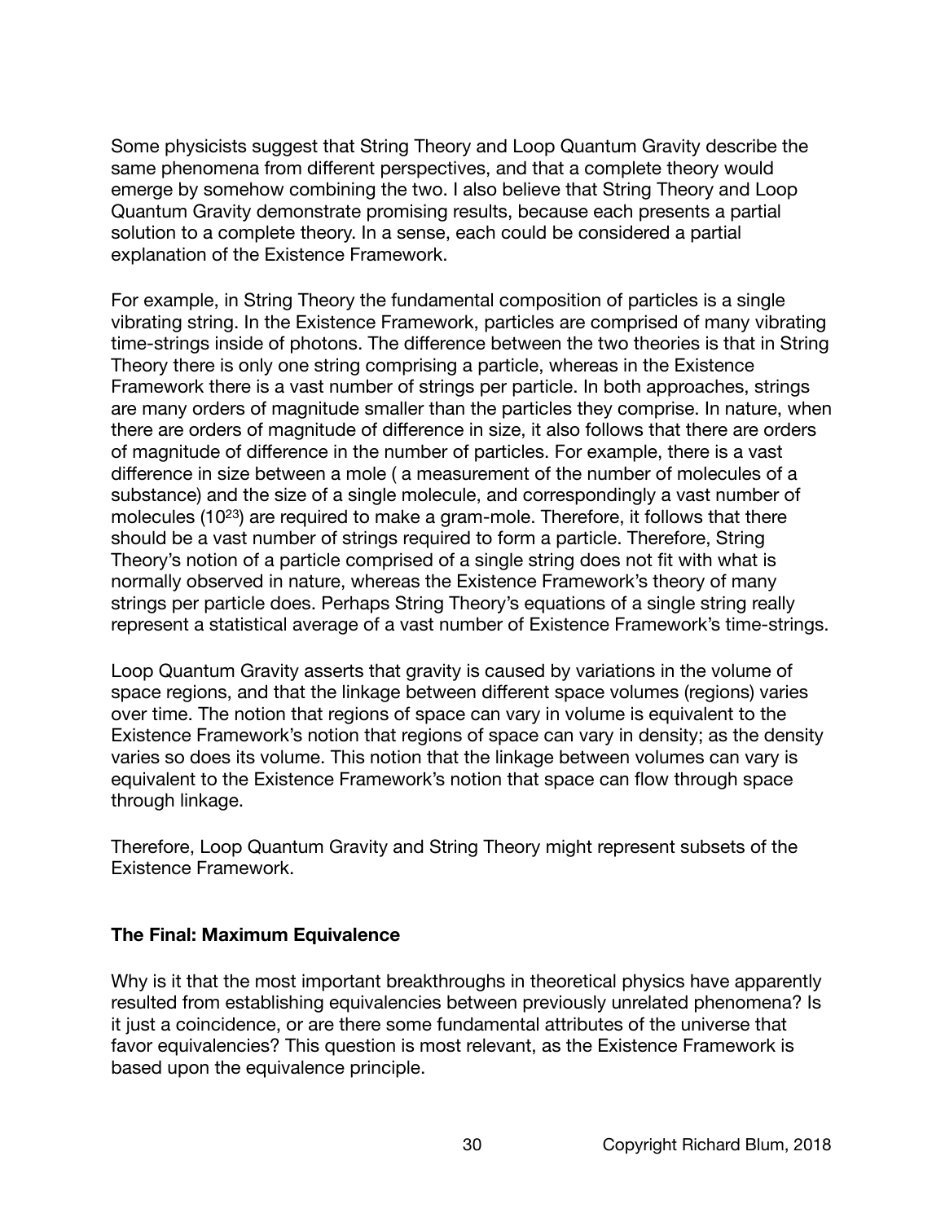Some physicists suggest that String Theory and Loop Quantum Gravity describe the same phenomena from different perspectives, and that a complete theory would emerge by somehow combining the two. I also believe that String Theory and Loop Quantum Gravity demonstrate promising results, because each presents a partial solution to a complete theory. In a sense, each could be considered a partial explanation of the Existence Framework.

For example, in String Theory the fundamental composition of particles is a single vibrating string. In the Existence Framework, particles are comprised of many vibrating time-strings inside of photons. The difference between the two theories is that in String Theory there is only one string comprising a particle, whereas in the Existence Framework there is a vast number of strings per particle. In both approaches, strings are many orders of magnitude smaller than the particles they comprise. In nature, when there are orders of magnitude of difference in size, it also follows that there are orders of magnitude of difference in the number of particles. For example, there is a vast difference in size between a mole ( a measurement of the number of molecules of a substance) and the size of a single molecule, and correspondingly a vast number of molecules ($10^{23}$) are required to make a gram-mole. Therefore, it follows that there should be a vast number of strings required to form a particle. Therefore, String Theory's notion of a particle comprised of a single string does not fit with what is normally observed in nature, whereas the Existence Framework's theory of many strings per particle does. Perhaps String Theory's equations of a single string really represent a statistical average of a vast number of Existence Framework's time-strings.

Loop Quantum Gravity asserts that gravity is caused by variations in the volume of space regions, and that the linkage between different space volumes (regions) varies over time. The notion that regions of space can vary in volume is equivalent to the Existence Framework's notion that regions of space can vary in density; as the density varies so does its volume. This notion that the linkage between volumes can vary is equivalent to the Existence Framework's notion that space can flow through space through linkage.

Therefore, Loop Quantum Gravity and String Theory might represent subsets of the Existence Framework.

**The Final: Maximum Equivalence**

Why is it that the most important breakthroughs in theoretical physics have apparently resulted from establishing equivalencies between previously unrelated phenomena? Is it just a coincidence, or are there some fundamental attributes of the universe that favor equivalencies? This question is most relevant, as the Existence Framework is based upon the equivalence principle.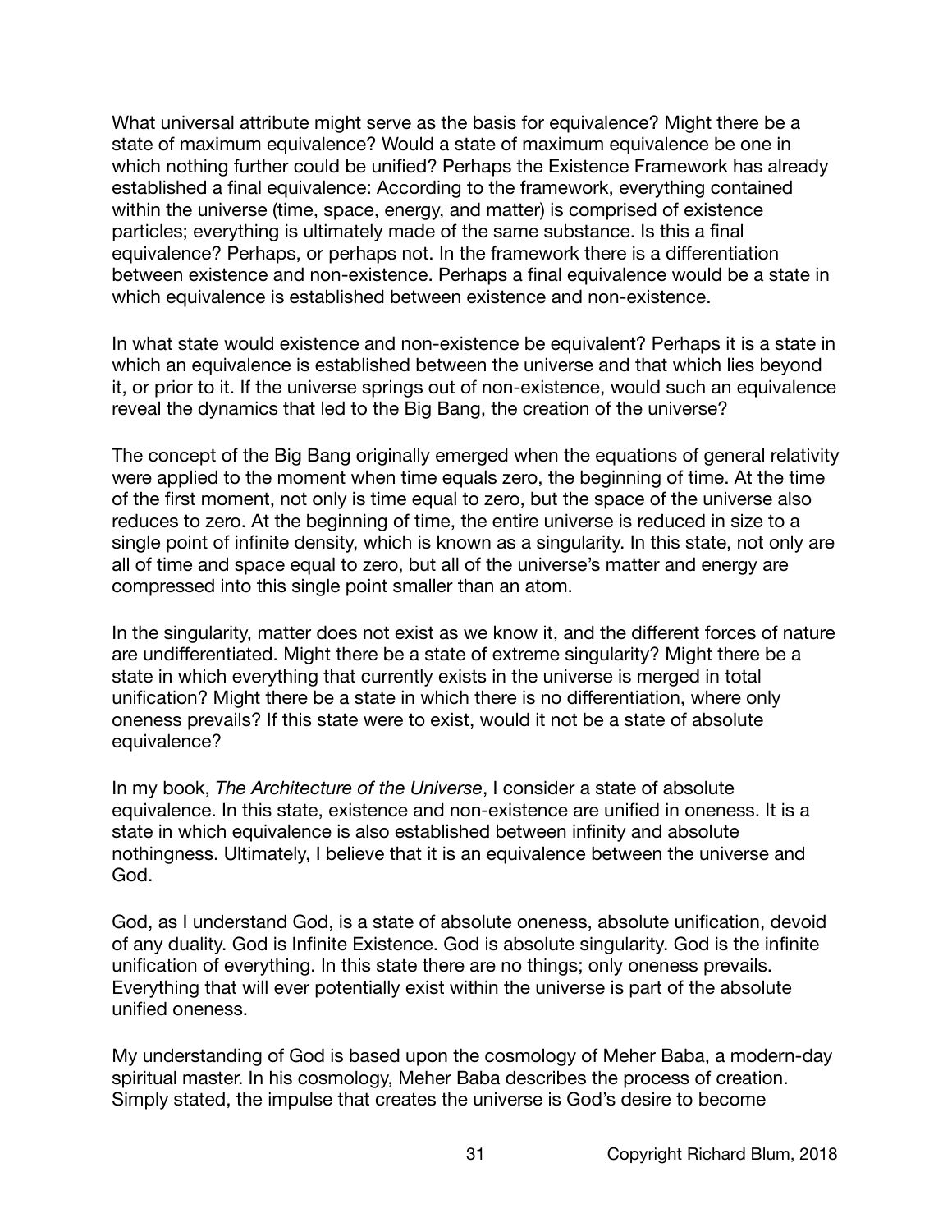What universal attribute might serve as the basis for equivalence? Might there be a state of maximum equivalence? Would a state of maximum equivalence be one in which nothing further could be unified? Perhaps the Existence Framework has already established a final equivalence: According to the framework, everything contained within the universe (time, space, energy, and matter) is comprised of existence particles; everything is ultimately made of the same substance. Is this a final equivalence? Perhaps, or perhaps not. In the framework there is a differentiation between existence and non-existence. Perhaps a final equivalence would be a state in which equivalence is established between existence and non-existence.

In what state would existence and non-existence be equivalent? Perhaps it is a state in which an equivalence is established between the universe and that which lies beyond it, or prior to it. If the universe springs out of non-existence, would such an equivalence reveal the dynamics that led to the Big Bang, the creation of the universe?

The concept of the Big Bang originally emerged when the equations of general relativity were applied to the moment when time equals zero, the beginning of time. At the time of the first moment, not only is time equal to zero, but the space of the universe also reduces to zero. At the beginning of time, the entire universe is reduced in size to a single point of infinite density, which is known as a singularity. In this state, not only are all of time and space equal to zero, but all of the universe's matter and energy are compressed into this single point smaller than an atom.

In the singularity, matter does not exist as we know it, and the different forces of nature are undifferentiated. Might there be a state of extreme singularity? Might there be a state in which everything that currently exists in the universe is merged in total unification? Might there be a state in which there is no differentiation, where only oneness prevails? If this state were to exist, would it not be a state of absolute equivalence?

In my book, *The Architecture of the Universe*, I consider a state of absolute equivalence. In this state, existence and non-existence are unified in oneness. It is a state in which equivalence is also established between infinity and absolute nothingness. Ultimately, I believe that it is an equivalence between the universe and God.

God, as I understand God, is a state of absolute oneness, absolute unification, devoid of any duality. God is Infinite Existence. God is absolute singularity. God is the infinite unification of everything. In this state there are no things; only oneness prevails. Everything that will ever potentially exist within the universe is part of the absolute unified oneness.

My understanding of God is based upon the cosmology of Meher Baba, a modern-day spiritual master. In his cosmology, Meher Baba describes the process of creation. Simply stated, the impulse that creates the universe is God's desire to become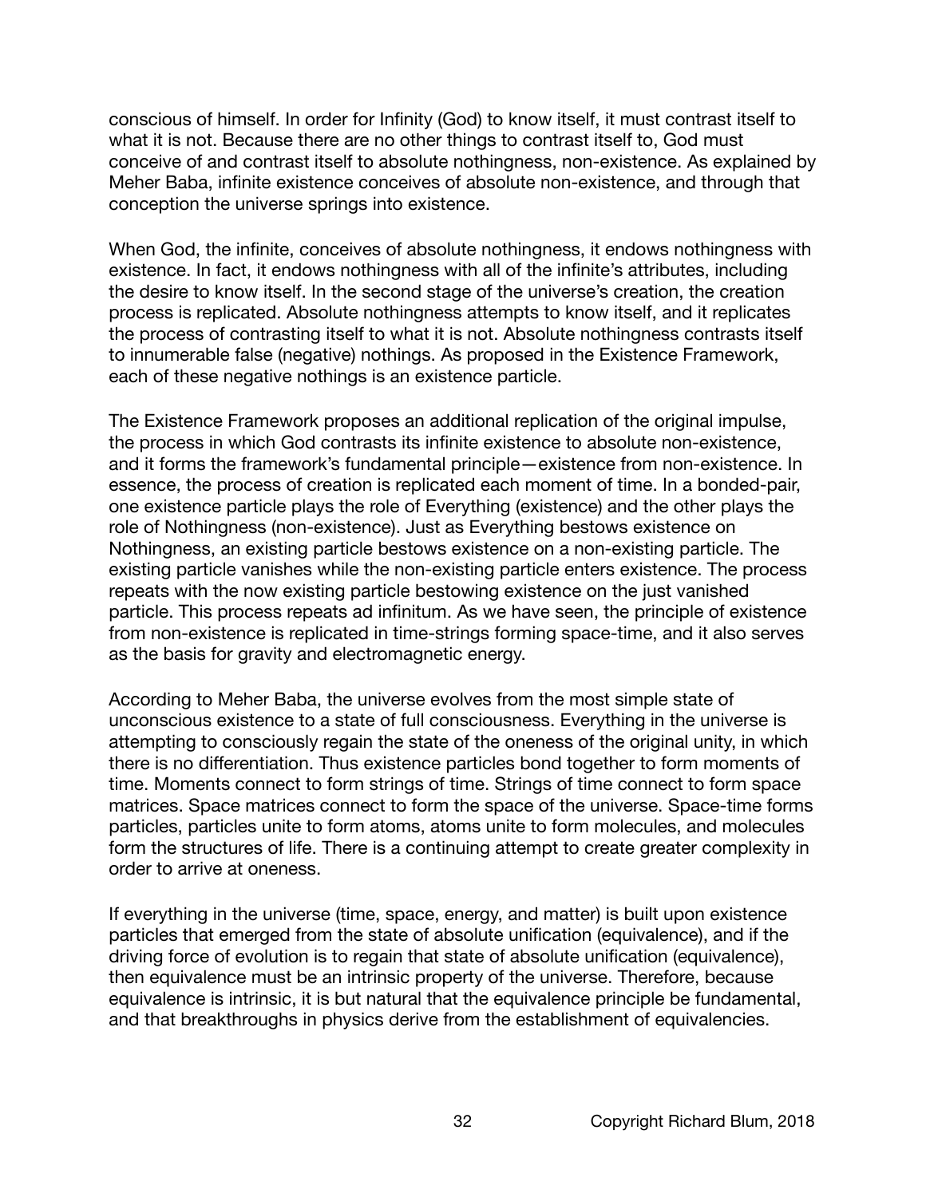conscious of himself. In order for Infinity (God) to know itself, it must contrast itself to what it is not. Because there are no other things to contrast itself to, God must conceive of and contrast itself to absolute nothingness, non-existence. As explained by Meher Baba, infinite existence conceives of absolute non-existence, and through that conception the universe springs into existence.

When God, the infinite, conceives of absolute nothingness, it endows nothingness with existence. In fact, it endows nothingness with all of the infinite's attributes, including the desire to know itself. In the second stage of the universe's creation, the creation process is replicated. Absolute nothingness attempts to know itself, and it replicates the process of contrasting itself to what it is not. Absolute nothingness contrasts itself to innumerable false (negative) nothings. As proposed in the Existence Framework, each of these negative nothings is an existence particle.

The Existence Framework proposes an additional replication of the original impulse, the process in which God contrasts its infinite existence to absolute non-existence, and it forms the framework's fundamental principle—existence from non-existence. In essence, the process of creation is replicated each moment of time. In a bonded-pair, one existence particle plays the role of Everything (existence) and the other plays the role of Nothingness (non-existence). Just as Everything bestows existence on Nothingness, an existing particle bestows existence on a non-existing particle. The existing particle vanishes while the non-existing particle enters existence. The process repeats with the now existing particle bestowing existence on the just vanished particle. This process repeats ad infinitum. As we have seen, the principle of existence from non-existence is replicated in time-strings forming space-time, and it also serves as the basis for gravity and electromagnetic energy.

According to Meher Baba, the universe evolves from the most simple state of unconscious existence to a state of full consciousness. Everything in the universe is attempting to consciously regain the state of the oneness of the original unity, in which there is no differentiation. Thus existence particles bond together to form moments of time. Moments connect to form strings of time. Strings of time connect to form space matrices. Space matrices connect to form the space of the universe. Space-time forms particles, particles unite to form atoms, atoms unite to form molecules, and molecules form the structures of life. There is a continuing attempt to create greater complexity in order to arrive at oneness.

If everything in the universe (time, space, energy, and matter) is built upon existence particles that emerged from the state of absolute unification (equivalence), and if the driving force of evolution is to regain that state of absolute unification (equivalence), then equivalence must be an intrinsic property of the universe. Therefore, because equivalence is intrinsic, it is but natural that the equivalence principle be fundamental, and that breakthroughs in physics derive from the establishment of equivalencies.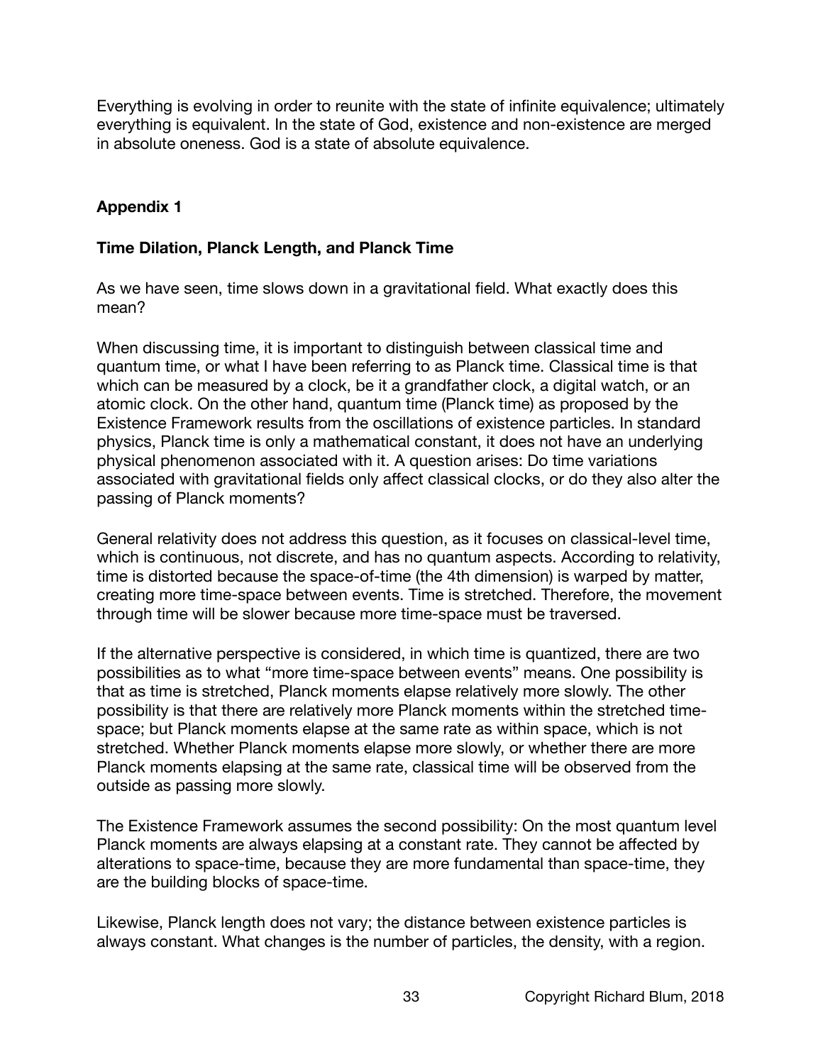Everything is evolving in order to reunite with the state of infinite equivalence; ultimately everything is equivalent. In the state of God, existence and non-existence are merged in absolute oneness. God is a state of absolute equivalence.

## Appendix 1

### Time Dilation, Planck Length, and Planck Time

As we have seen, time slows down in a gravitational field. What exactly does this mean?

When discussing time, it is important to distinguish between classical time and quantum time, or what I have been referring to as Planck time. Classical time is that which can be measured by a clock, be it a grandfather clock, a digital watch, or an atomic clock. On the other hand, quantum time (Planck time) as proposed by the Existence Framework results from the oscillations of existence particles. In standard physics, Planck time is only a mathematical constant, it does not have an underlying physical phenomenon associated with it. A question arises: Do time variations associated with gravitational fields only affect classical clocks, or do they also alter the passing of Planck moments?

General relativity does not address this question, as it focuses on classical-level time, which is continuous, not discrete, and has no quantum aspects. According to relativity, time is distorted because the space-of-time (the 4th dimension) is warped by matter, creating more time-space between events. Time is stretched. Therefore, the movement through time will be slower because more time-space must be traversed.

If the alternative perspective is considered, in which time is quantized, there are two possibilities as to what "more time-space between events" means. One possibility is that as time is stretched, Planck moments elapse relatively more slowly. The other possibility is that there are relatively more Planck moments within the stretched time-space; but Planck moments elapse at the same rate as within space, which is not stretched. Whether Planck moments elapse more slowly, or whether there are more Planck moments elapsing at the same rate, classical time will be observed from the outside as passing more slowly.

The Existence Framework assumes the second possibility: On the most quantum level Planck moments are always elapsing at a constant rate. They cannot be affected by alterations to space-time, because they are more fundamental than space-time, they are the building blocks of space-time.

Likewise, Planck length does not vary; the distance between existence particles is always constant. What changes is the number of particles, the density, with a region.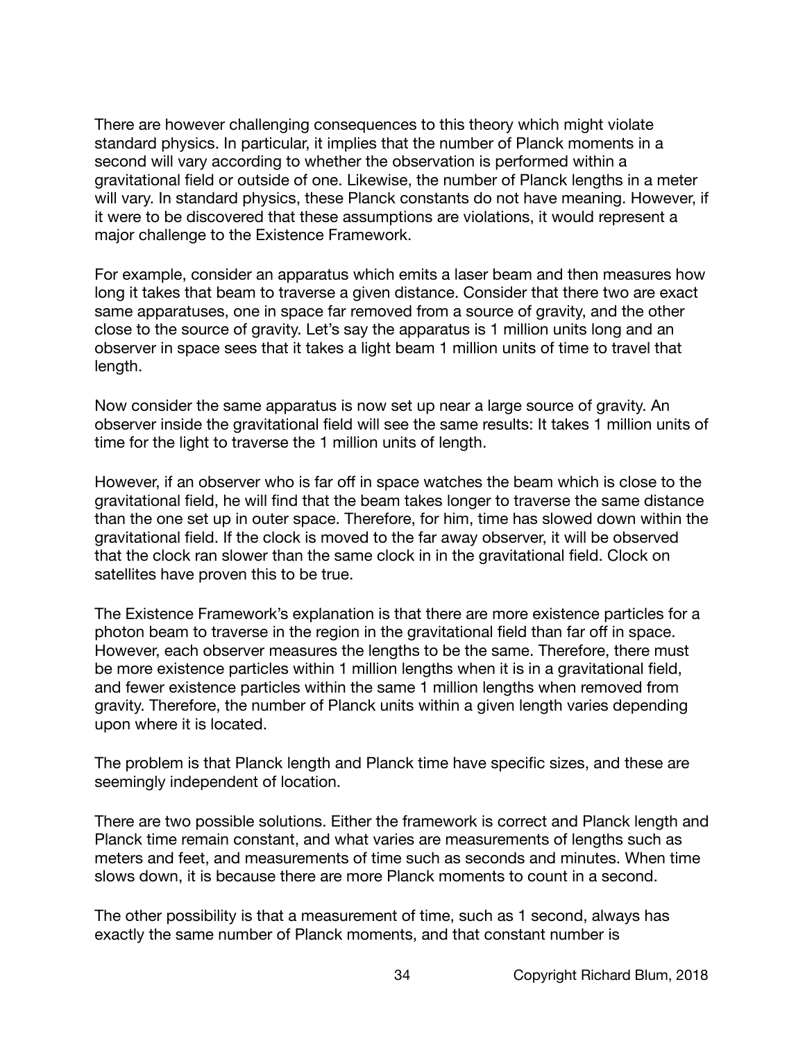There are however challenging consequences to this theory which might violate standard physics. In particular, it implies that the number of Planck moments in a second will vary according to whether the observation is performed within a gravitational field or outside of one. Likewise, the number of Planck lengths in a meter will vary. In standard physics, these Planck constants do not have meaning. However, if it were to be discovered that these assumptions are violations, it would represent a major challenge to the Existence Framework.

For example, consider an apparatus which emits a laser beam and then measures how long it takes that beam to traverse a given distance. Consider that there two are exact same apparatuses, one in space far removed from a source of gravity, and the other close to the source of gravity. Let's say the apparatus is 1 million units long and an observer in space sees that it takes a light beam 1 million units of time to travel that length.

Now consider the same apparatus is now set up near a large source of gravity. An observer inside the gravitational field will see the same results: It takes 1 million units of time for the light to traverse the 1 million units of length.

However, if an observer who is far off in space watches the beam which is close to the gravitational field, he will find that the beam takes longer to traverse the same distance than the one set up in outer space. Therefore, for him, time has slowed down within the gravitational field. If the clock is moved to the far away observer, it will be observed that the clock ran slower than the same clock in in the gravitational field. Clock on satellites have proven this to be true.

The Existence Framework's explanation is that there are more existence particles for a photon beam to traverse in the region in the gravitational field than far off in space. However, each observer measures the lengths to be the same. Therefore, there must be more existence particles within 1 million lengths when it is in a gravitational field, and fewer existence particles within the same 1 million lengths when removed from gravity. Therefore, the number of Planck units within a given length varies depending upon where it is located.

The problem is that Planck length and Planck time have specific sizes, and these are seemingly independent of location.

There are two possible solutions. Either the framework is correct and Planck length and Planck time remain constant, and what varies are measurements of lengths such as meters and feet, and measurements of time such as seconds and minutes. When time slows down, it is because there are more Planck moments to count in a second.

The other possibility is that a measurement of time, such as 1 second, always has exactly the same number of Planck moments, and that constant number is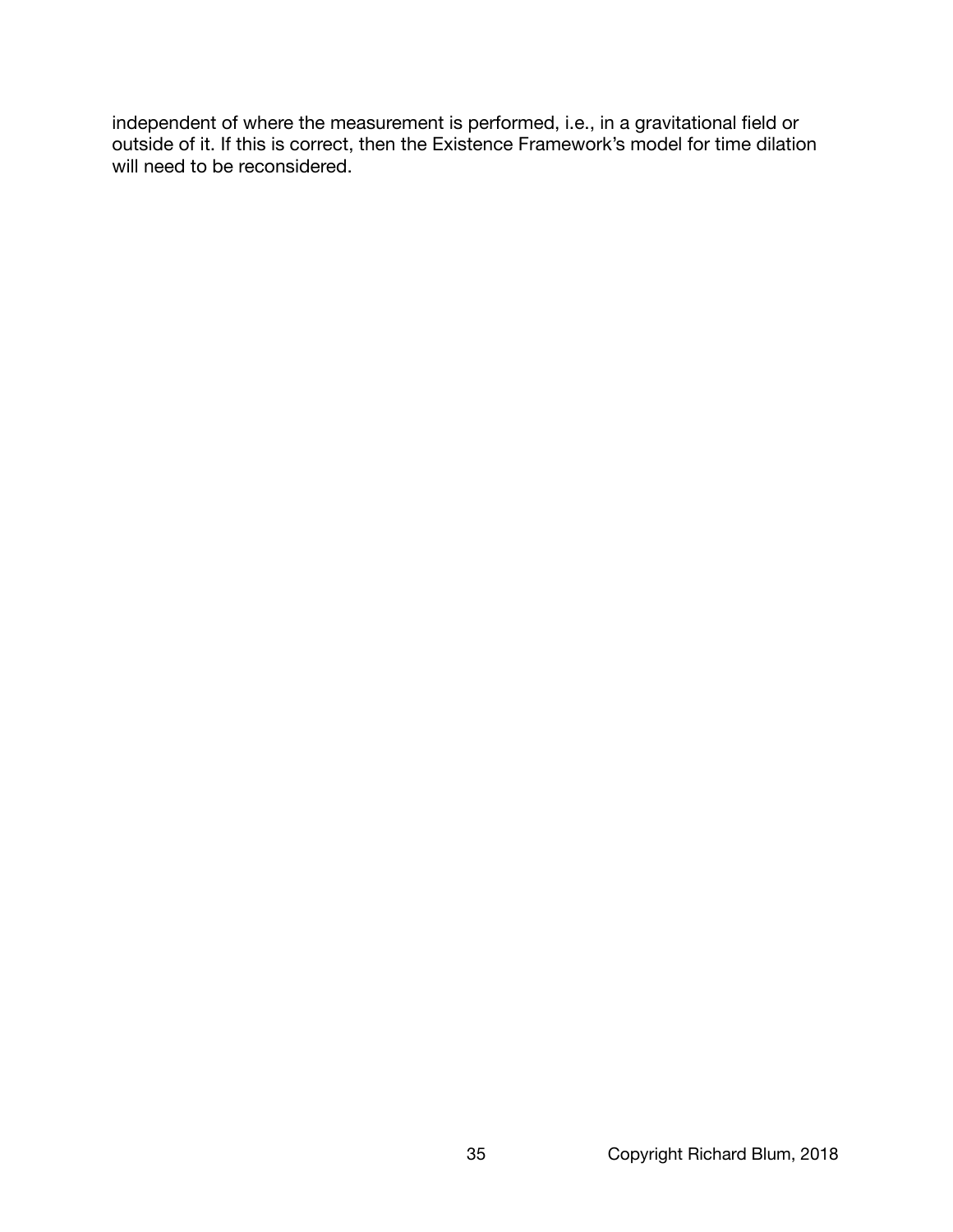independent of where the measurement is performed, i.e., in a gravitational field or outside of it. If this is correct, then the Existence Framework's model for time dilation will need to be reconsidered.